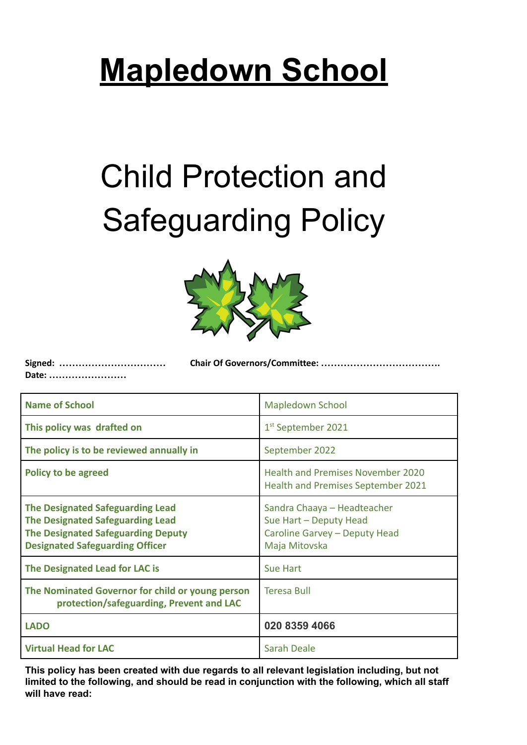# Mapledown School

# Child Protection and Safeguarding Policy

**Signed: ……………………………** **Chair Of Governors/Committee: ……………………………….**
**Date: ……………………**

| Name of School | Mapledown School |
| --- | --- |
| This policy was drafted on | 1st September 2021 |
| The policy is to be reviewed annually in | September 2022 |
| Policy to be agreed | Health and Premises November 2020<br>Health and Premises September 2021 |
| The Designated Safeguarding Lead<br>The Designated Safeguarding Lead<br>The Designated Safeguarding Deputy<br>Designated Safeguarding Officer | Sandra Chaaya – Headteacher<br>Sue Hart – Deputy Head<br>Caroline Garvey – Deputy Head<br>Maja Mitovska |
| The Designated Lead for LAC is | Sue Hart |
| The Nominated Governor for child or young person protection/safeguarding, Prevent and LAC | Teresa Bull |
| LADO | **020 8359 4066** |
| Virtual Head for LAC | Sarah Deale |

**This policy has been created with due regards to all relevant legislation including, but not limited to the following, and should be read in conjunction with the following, which all staff will have read:**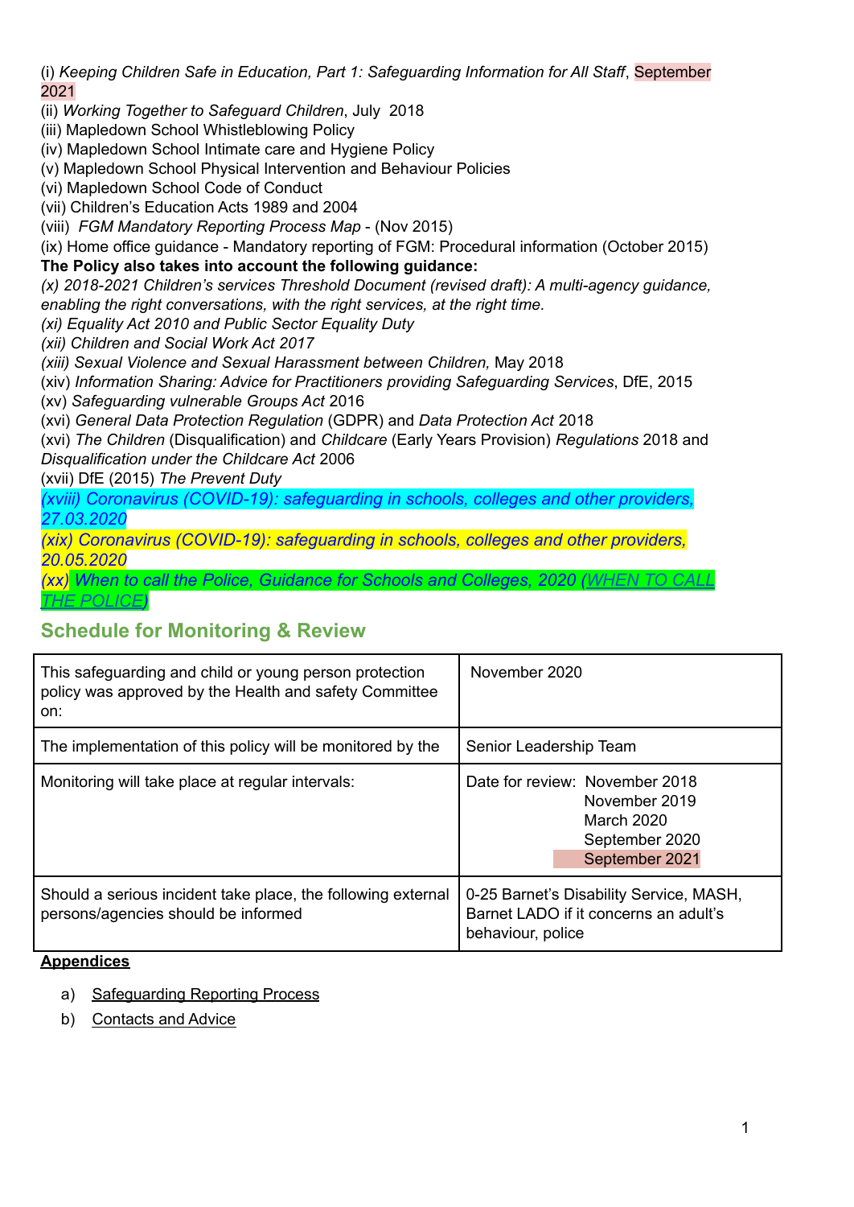(i) *Keeping Children Safe in Education, Part 1: Safeguarding Information for All Staff*, September 2021
(ii) *Working Together to Safeguard Children*, July 2018
(iii) Mapledown School Whistleblowing Policy
(iv) Mapledown School Intimate care and Hygiene Policy
(v) Mapledown School Physical Intervention and Behaviour Policies
(vi) Mapledown School Code of Conduct
(vii) Children's Education Acts 1989 and 2004
(viii) *FGM Mandatory Reporting Process Map* - (Nov 2015)
(ix) Home office guidance - Mandatory reporting of FGM: Procedural information (October 2015)

**The Policy also takes into account the following guidance:**

*(x) 2018-2021 Children's services Threshold Document (revised draft): A multi-agency guidance, enabling the right conversations, with the right services, at the right time.*
*(xi) Equality Act 2010 and Public Sector Equality Duty*
*(xii) Children and Social Work Act 2017*
*(xiii) Sexual Violence and Sexual Harassment between Children,* May 2018
(xiv) *Information Sharing: Advice for Practitioners providing Safeguarding Services*, DfE, 2015
(xv) *Safeguarding vulnerable Groups Act* 2016
(xvi) *General Data Protection Regulation* (GDPR) and *Data Protection Act* 2018
(xvi) *The Children* (Disqualification) and *Childcare* (Early Years Provision) *Regulations* 2018 and *Disqualification under the Childcare Act* 2006
(xvii) DfE (2015) *The Prevent Duty*
*(xviii) Coronavirus (COVID-19): safeguarding in schools, colleges and other providers, 27.03.2020*
*(xix) Coronavirus (COVID-19): safeguarding in schools, colleges and other providers, 20.05.2020*
*(xx) When to call the Police, Guidance for Schools and Colleges, 2020 (WHEN TO CALL THE POLICE)*

## Schedule for Monitoring & Review

| | |
|---|---|
| This safeguarding and child or young person protection policy was approved by the Health and safety Committee on: | November 2020 |
| The implementation of this policy will be monitored by the | Senior Leadership Team |
| Monitoring will take place at regular intervals: | Date for review: November 2018<br>November 2019<br>March 2020<br>September 2020<br>September 2021 |
| Should a serious incident take place, the following external persons/agencies should be informed | 0-25 Barnet's Disability Service, MASH, Barnet LADO if it concerns an adult's behaviour, police |

**Appendices**

a) Safeguarding Reporting Process
b) Contacts and Advice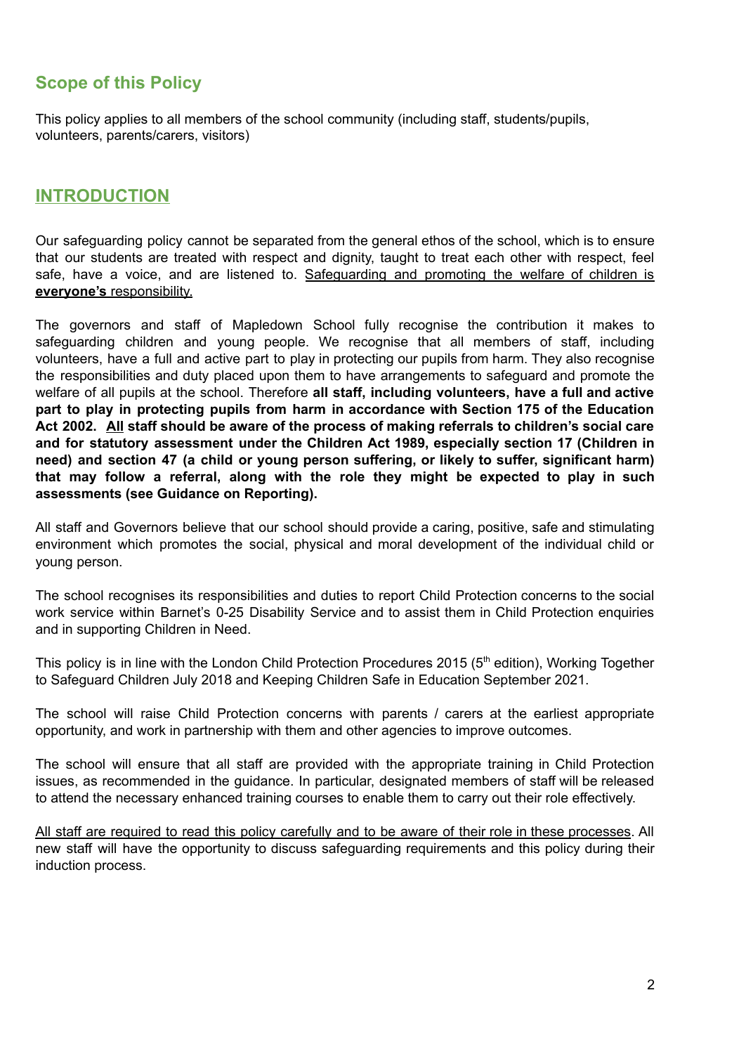## Scope of this Policy

This policy applies to all members of the school community (including staff, students/pupils, volunteers, parents/carers, visitors)

## INTRODUCTION

Our safeguarding policy cannot be separated from the general ethos of the school, which is to ensure that our students are treated with respect and dignity, taught to treat each other with respect, feel safe, have a voice, and are listened to. Safeguarding and promoting the welfare of children is **everyone's** responsibility.

The governors and staff of Mapledown School fully recognise the contribution it makes to safeguarding children and young people. We recognise that all members of staff, including volunteers, have a full and active part to play in protecting our pupils from harm. They also recognise the responsibilities and duty placed upon them to have arrangements to safeguard and promote the welfare of all pupils at the school. Therefore **all staff, including volunteers, have a full and active part to play in protecting pupils from harm in accordance with Section 175 of the Education Act 2002. All staff should be aware of the process of making referrals to children's social care and for statutory assessment under the Children Act 1989, especially section 17 (Children in need) and section 47 (a child or young person suffering, or likely to suffer, significant harm) that may follow a referral, along with the role they might be expected to play in such assessments (see Guidance on Reporting).**

All staff and Governors believe that our school should provide a caring, positive, safe and stimulating environment which promotes the social, physical and moral development of the individual child or young person.

The school recognises its responsibilities and duties to report Child Protection concerns to the social work service within Barnet's 0-25 Disability Service and to assist them in Child Protection enquiries and in supporting Children in Need.

This policy is in line with the London Child Protection Procedures 2015 (5th edition), Working Together to Safeguard Children July 2018 and Keeping Children Safe in Education September 2021.

The school will raise Child Protection concerns with parents / carers at the earliest appropriate opportunity, and work in partnership with them and other agencies to improve outcomes.

The school will ensure that all staff are provided with the appropriate training in Child Protection issues, as recommended in the guidance. In particular, designated members of staff will be released to attend the necessary enhanced training courses to enable them to carry out their role effectively.

All staff are required to read this policy carefully and to be aware of their role in these processes. All new staff will have the opportunity to discuss safeguarding requirements and this policy during their induction process.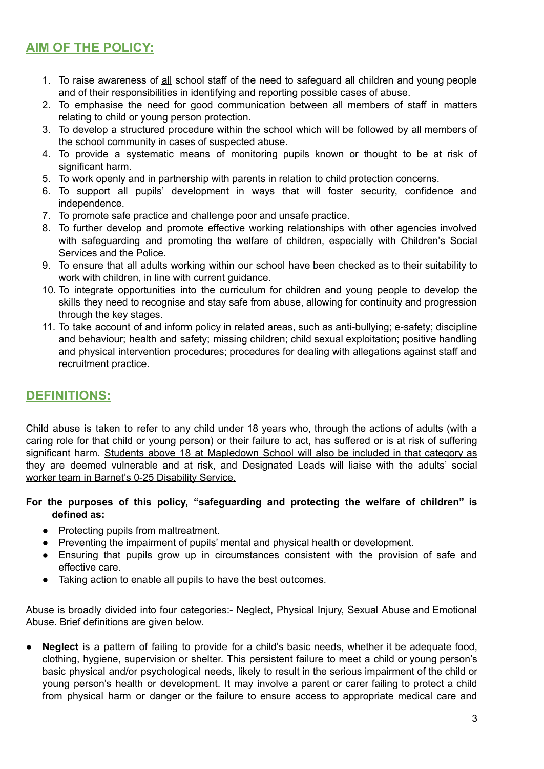## AIM OF THE POLICY:

1. To raise awareness of all school staff of the need to safeguard all children and young people and of their responsibilities in identifying and reporting possible cases of abuse.
2. To emphasise the need for good communication between all members of staff in matters relating to child or young person protection.
3. To develop a structured procedure within the school which will be followed by all members of the school community in cases of suspected abuse.
4. To provide a systematic means of monitoring pupils known or thought to be at risk of significant harm.
5. To work openly and in partnership with parents in relation to child protection concerns.
6. To support all pupils' development in ways that will foster security, confidence and independence.
7. To promote safe practice and challenge poor and unsafe practice.
8. To further develop and promote effective working relationships with other agencies involved with safeguarding and promoting the welfare of children, especially with Children's Social Services and the Police.
9. To ensure that all adults working within our school have been checked as to their suitability to work with children, in line with current guidance.
10. To integrate opportunities into the curriculum for children and young people to develop the skills they need to recognise and stay safe from abuse, allowing for continuity and progression through the key stages.
11. To take account of and inform policy in related areas, such as anti-bullying; e-safety; discipline and behaviour; health and safety; missing children; child sexual exploitation; positive handling and physical intervention procedures; procedures for dealing with allegations against staff and recruitment practice.

## DEFINITIONS:

Child abuse is taken to refer to any child under 18 years who, through the actions of adults (with a caring role for that child or young person) or their failure to act, has suffered or is at risk of suffering significant harm. Students above 18 at Mapledown School will also be included in that category as they are deemed vulnerable and at risk, and Designated Leads will liaise with the adults' social worker team in Barnet's 0-25 Disability Service.

**For the purposes of this policy, "safeguarding and protecting the welfare of children" is defined as:**

- Protecting pupils from maltreatment.
- Preventing the impairment of pupils' mental and physical health or development.
- Ensuring that pupils grow up in circumstances consistent with the provision of safe and effective care.
- Taking action to enable all pupils to have the best outcomes.

Abuse is broadly divided into four categories:- Neglect, Physical Injury, Sexual Abuse and Emotional Abuse. Brief definitions are given below.

- **Neglect** is a pattern of failing to provide for a child's basic needs, whether it be adequate food, clothing, hygiene, supervision or shelter. This persistent failure to meet a child or young person's basic physical and/or psychological needs, likely to result in the serious impairment of the child or young person's health or development. It may involve a parent or carer failing to protect a child from physical harm or danger or the failure to ensure access to appropriate medical care and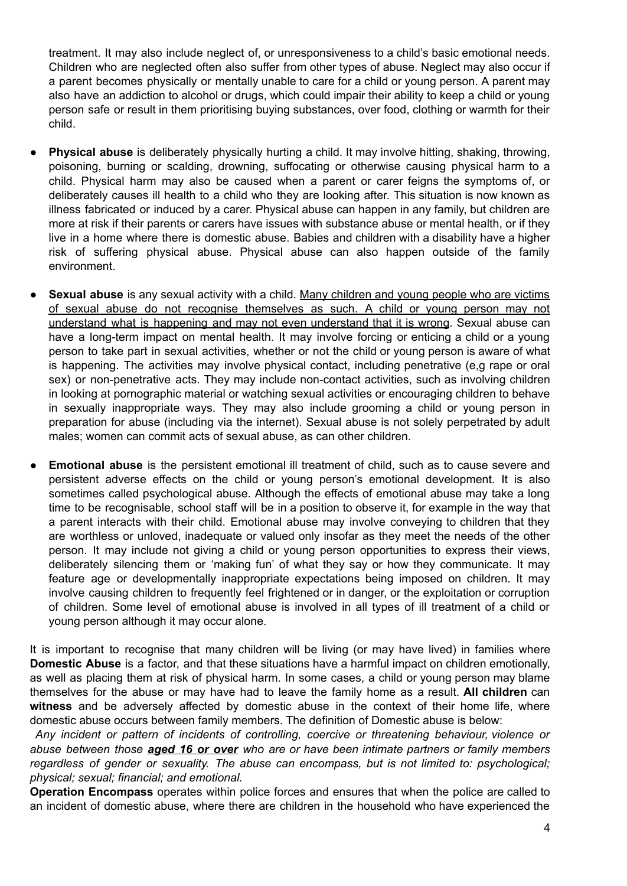treatment. It may also include neglect of, or unresponsiveness to a child's basic emotional needs. Children who are neglected often also suffer from other types of abuse. Neglect may also occur if a parent becomes physically or mentally unable to care for a child or young person. A parent may also have an addiction to alcohol or drugs, which could impair their ability to keep a child or young person safe or result in them prioritising buying substances, over food, clothing or warmth for their child.

- **Physical abuse** is deliberately physically hurting a child. It may involve hitting, shaking, throwing, poisoning, burning or scalding, drowning, suffocating or otherwise causing physical harm to a child. Physical harm may also be caused when a parent or carer feigns the symptoms of, or deliberately causes ill health to a child who they are looking after. This situation is now known as illness fabricated or induced by a carer. Physical abuse can happen in any family, but children are more at risk if their parents or carers have issues with substance abuse or mental health, or if they live in a home where there is domestic abuse. Babies and children with a disability have a higher risk of suffering physical abuse. Physical abuse can also happen outside of the family environment.

- **Sexual abuse** is any sexual activity with a child. <u>Many children and young people who are victims of sexual abuse do not recognise themselves as such. A child or young person may not understand what is happening and may not even understand that it is wrong</u>. Sexual abuse can have a long-term impact on mental health. It may involve forcing or enticing a child or a young person to take part in sexual activities, whether or not the child or young person is aware of what is happening. The activities may involve physical contact, including penetrative (e,g rape or oral sex) or non-penetrative acts. They may include non-contact activities, such as involving children in looking at pornographic material or watching sexual activities or encouraging children to behave in sexually inappropriate ways. They may also include grooming a child or young person in preparation for abuse (including via the internet). Sexual abuse is not solely perpetrated by adult males; women can commit acts of sexual abuse, as can other children.

- **Emotional abuse** is the persistent emotional ill treatment of child, such as to cause severe and persistent adverse effects on the child or young person's emotional development. It is also sometimes called psychological abuse. Although the effects of emotional abuse may take a long time to be recognisable, school staff will be in a position to observe it, for example in the way that a parent interacts with their child. Emotional abuse may involve conveying to children that they are worthless or unloved, inadequate or valued only insofar as they meet the needs of the other person. It may include not giving a child or young person opportunities to express their views, deliberately silencing them or 'making fun' of what they say or how they communicate. It may feature age or developmentally inappropriate expectations being imposed on children. It may involve causing children to frequently feel frightened or in danger, or the exploitation or corruption of children. Some level of emotional abuse is involved in all types of ill treatment of a child or young person although it may occur alone.

It is important to recognise that many children will be living (or may have lived) in families where **Domestic Abuse** is a factor, and that these situations have a harmful impact on children emotionally, as well as placing them at risk of physical harm. In some cases, a child or young person may blame themselves for the abuse or may have had to leave the family home as a result. **All children** can **witness** and be adversely affected by domestic abuse in the context of their home life, where domestic abuse occurs between family members. The definition of Domestic abuse is below:

*Any incident or pattern of incidents of controlling, coercive or threatening behaviour, violence or abuse between those **<u>aged 16 or over</u>** who are or have been intimate partners or family members regardless of gender or sexuality. The abuse can encompass, but is not limited to: psychological; physical; sexual; financial; and emotional.*

**Operation Encompass** operates within police forces and ensures that when the police are called to an incident of domestic abuse, where there are children in the household who have experienced the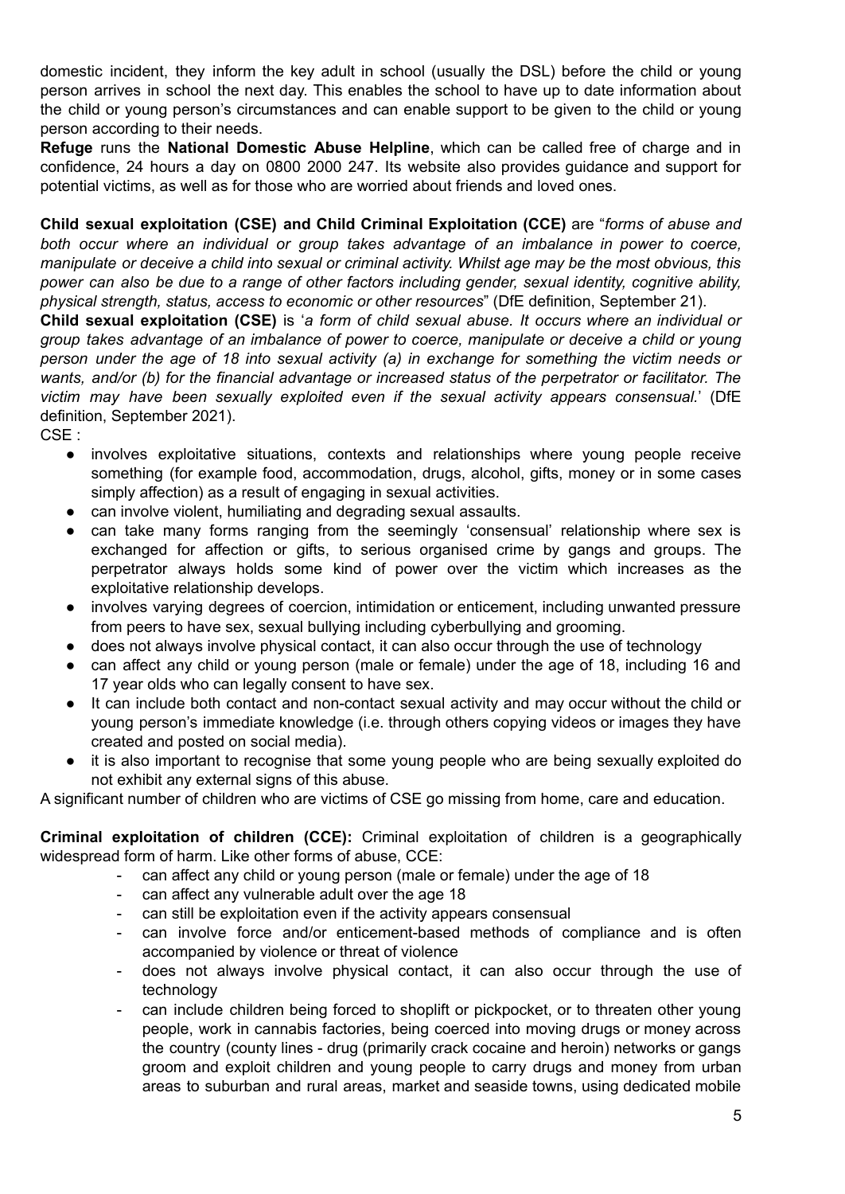domestic incident, they inform the key adult in school (usually the DSL) before the child or young person arrives in school the next day. This enables the school to have up to date information about the child or young person's circumstances and can enable support to be given to the child or young person according to their needs.

**Refuge** runs the **National Domestic Abuse Helpline**, which can be called free of charge and in confidence, 24 hours a day on 0800 2000 247. Its website also provides guidance and support for potential victims, as well as for those who are worried about friends and loved ones.

**Child sexual exploitation (CSE) and Child Criminal Exploitation (CCE)** are "*forms of abuse and both occur where an individual or group takes advantage of an imbalance in power to coerce, manipulate or deceive a child into sexual or criminal activity. Whilst age may be the most obvious, this power can also be due to a range of other factors including gender, sexual identity, cognitive ability, physical strength, status, access to economic or other resources*" (DfE definition, September 21).

**Child sexual exploitation (CSE)** is '*a form of child sexual abuse. It occurs where an individual or group takes advantage of an imbalance of power to coerce, manipulate or deceive a child or young person under the age of 18 into sexual activity (a) in exchange for something the victim needs or wants, and/or (b) for the financial advantage or increased status of the perpetrator or facilitator. The victim may have been sexually exploited even if the sexual activity appears consensual.*' (DfE definition, September 2021).

CSE :

- involves exploitative situations, contexts and relationships where young people receive something (for example food, accommodation, drugs, alcohol, gifts, money or in some cases simply affection) as a result of engaging in sexual activities.
- can involve violent, humiliating and degrading sexual assaults.
- can take many forms ranging from the seemingly 'consensual' relationship where sex is exchanged for affection or gifts, to serious organised crime by gangs and groups. The perpetrator always holds some kind of power over the victim which increases as the exploitative relationship develops.
- involves varying degrees of coercion, intimidation or enticement, including unwanted pressure from peers to have sex, sexual bullying including cyberbullying and grooming.
- does not always involve physical contact, it can also occur through the use of technology
- can affect any child or young person (male or female) under the age of 18, including 16 and 17 year olds who can legally consent to have sex.
- It can include both contact and non-contact sexual activity and may occur without the child or young person's immediate knowledge (i.e. through others copying videos or images they have created and posted on social media).
- it is also important to recognise that some young people who are being sexually exploited do not exhibit any external signs of this abuse.

A significant number of children who are victims of CSE go missing from home, care and education.

**Criminal exploitation of children (CCE):** Criminal exploitation of children is a geographically widespread form of harm. Like other forms of abuse, CCE:

- can affect any child or young person (male or female) under the age of 18
- can affect any vulnerable adult over the age 18
- can still be exploitation even if the activity appears consensual
- can involve force and/or enticement-based methods of compliance and is often accompanied by violence or threat of violence
- does not always involve physical contact, it can also occur through the use of technology
- can include children being forced to shoplift or pickpocket, or to threaten other young people, work in cannabis factories, being coerced into moving drugs or money across the country (county lines - drug (primarily crack cocaine and heroin) networks or gangs groom and exploit children and young people to carry drugs and money from urban areas to suburban and rural areas, market and seaside towns, using dedicated mobile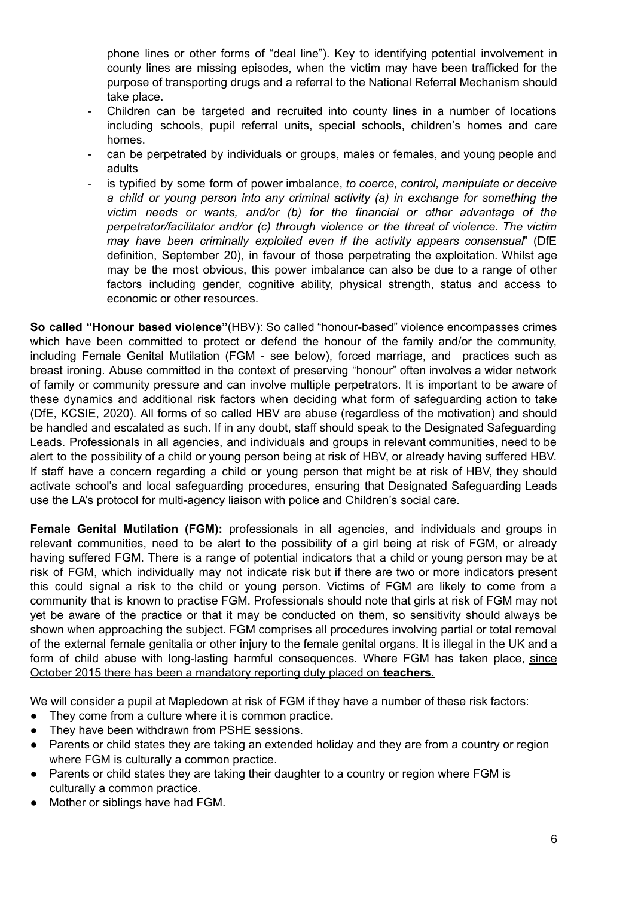phone lines or other forms of "deal line"). Key to identifying potential involvement in county lines are missing episodes, when the victim may have been trafficked for the purpose of transporting drugs and a referral to the National Referral Mechanism should take place.

- Children can be targeted and recruited into county lines in a number of locations including schools, pupil referral units, special schools, children's homes and care homes.
- can be perpetrated by individuals or groups, males or females, and young people and adults
- is typified by some form of power imbalance, *to coerce, control, manipulate or deceive a child or young person into any criminal activity (a) in exchange for something the victim needs or wants, and/or (b) for the financial or other advantage of the perpetrator/facilitator and/or (c) through violence or the threat of violence. The victim may have been criminally exploited even if the activity appears consensual*" (DfE definition, September 20), in favour of those perpetrating the exploitation. Whilst age may be the most obvious, this power imbalance can also be due to a range of other factors including gender, cognitive ability, physical strength, status and access to economic or other resources.

**So called "Honour based violence"**(HBV): So called "honour-based" violence encompasses crimes which have been committed to protect or defend the honour of the family and/or the community, including Female Genital Mutilation (FGM - see below), forced marriage, and practices such as breast ironing. Abuse committed in the context of preserving "honour" often involves a wider network of family or community pressure and can involve multiple perpetrators. It is important to be aware of these dynamics and additional risk factors when deciding what form of safeguarding action to take (DfE, KCSIE, 2020). All forms of so called HBV are abuse (regardless of the motivation) and should be handled and escalated as such. If in any doubt, staff should speak to the Designated Safeguarding Leads. Professionals in all agencies, and individuals and groups in relevant communities, need to be alert to the possibility of a child or young person being at risk of HBV, or already having suffered HBV. If staff have a concern regarding a child or young person that might be at risk of HBV, they should activate school's and local safeguarding procedures, ensuring that Designated Safeguarding Leads use the LA's protocol for multi-agency liaison with police and Children's social care.

**Female Genital Mutilation (FGM):** professionals in all agencies, and individuals and groups in relevant communities, need to be alert to the possibility of a girl being at risk of FGM, or already having suffered FGM. There is a range of potential indicators that a child or young person may be at risk of FGM, which individually may not indicate risk but if there are two or more indicators present this could signal a risk to the child or young person. Victims of FGM are likely to come from a community that is known to practise FGM. Professionals should note that girls at risk of FGM may not yet be aware of the practice or that it may be conducted on them, so sensitivity should always be shown when approaching the subject. FGM comprises all procedures involving partial or total removal of the external female genitalia or other injury to the female genital organs. It is illegal in the UK and a form of child abuse with long-lasting harmful consequences. Where FGM has taken place, since October 2015 there has been a mandatory reporting duty placed on **teachers**.

We will consider a pupil at Mapledown at risk of FGM if they have a number of these risk factors:

- They come from a culture where it is common practice.
- They have been withdrawn from PSHE sessions.
- Parents or child states they are taking an extended holiday and they are from a country or region where FGM is culturally a common practice.
- Parents or child states they are taking their daughter to a country or region where FGM is culturally a common practice.
- Mother or siblings have had FGM.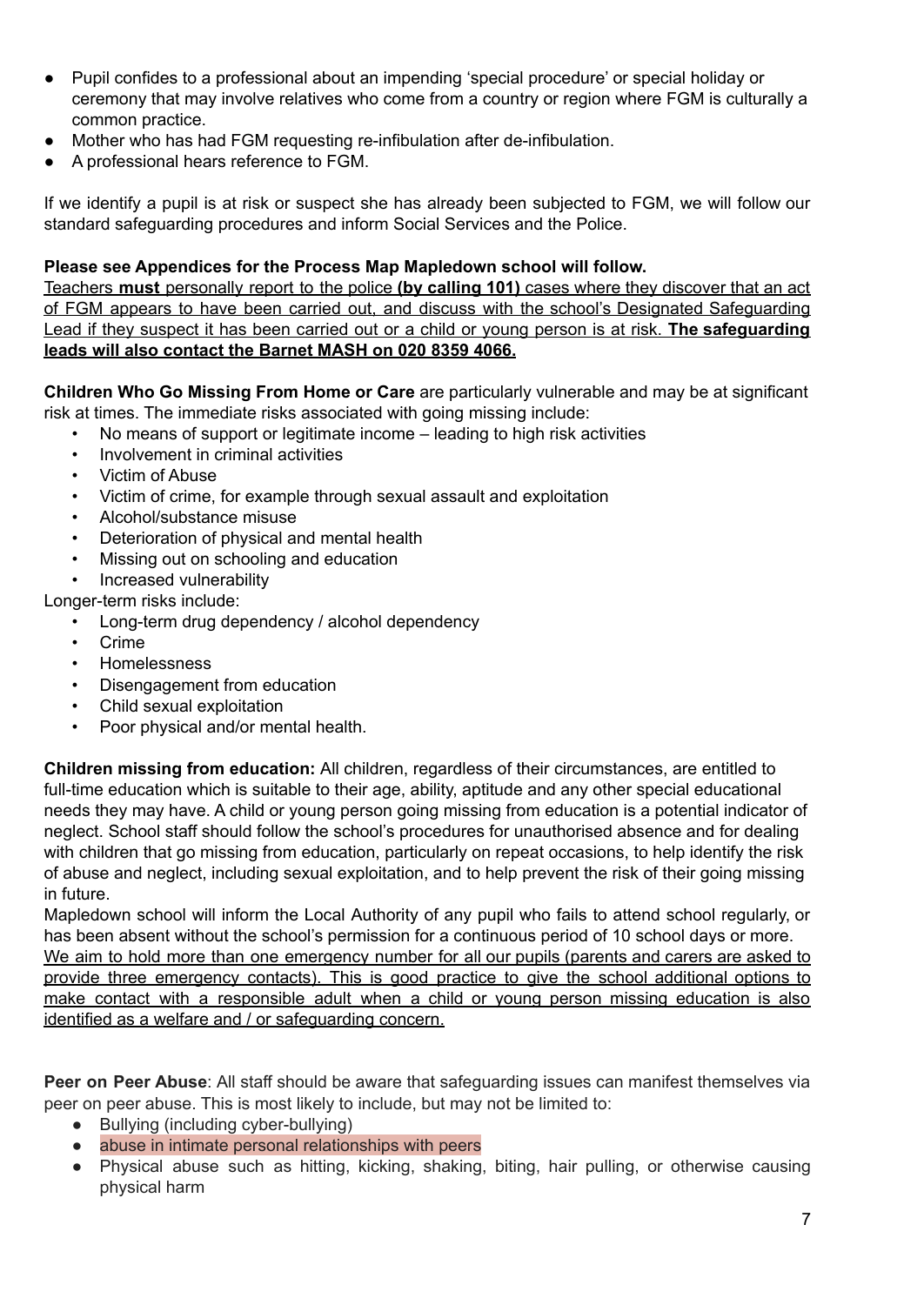- Pupil confides to a professional about an impending 'special procedure' or special holiday or ceremony that may involve relatives who come from a country or region where FGM is culturally a common practice.
- Mother who has had FGM requesting re-infibulation after de-infibulation.
- A professional hears reference to FGM.

If we identify a pupil is at risk or suspect she has already been subjected to FGM, we will follow our standard safeguarding procedures and inform Social Services and the Police.

**Please see Appendices for the Process Map Mapledown school will follow.**

Teachers **must** personally report to the police **(by calling 101)** cases where they discover that an act of FGM appears to have been carried out, and discuss with the school's Designated Safeguarding Lead if they suspect it has been carried out or a child or young person is at risk. **The safeguarding leads will also contact the Barnet MASH on 020 8359 4066.**

**Children Who Go Missing From Home or Care** are particularly vulnerable and may be at significant risk at times. The immediate risks associated with going missing include:

- No means of support or legitimate income – leading to high risk activities
- Involvement in criminal activities
- Victim of Abuse
- Victim of crime, for example through sexual assault and exploitation
- Alcohol/substance misuse
- Deterioration of physical and mental health
- Missing out on schooling and education
- Increased vulnerability

Longer-term risks include:

- Long-term drug dependency / alcohol dependency
- Crime
- Homelessness
- Disengagement from education
- Child sexual exploitation
- Poor physical and/or mental health.

**Children missing from education:** All children, regardless of their circumstances, are entitled to full-time education which is suitable to their age, ability, aptitude and any other special educational needs they may have. A child or young person going missing from education is a potential indicator of neglect. School staff should follow the school's procedures for unauthorised absence and for dealing with children that go missing from education, particularly on repeat occasions, to help identify the risk of abuse and neglect, including sexual exploitation, and to help prevent the risk of their going missing in future.

Mapledown school will inform the Local Authority of any pupil who fails to attend school regularly, or has been absent without the school's permission for a continuous period of 10 school days or more. We aim to hold more than one emergency number for all our pupils (parents and carers are asked to provide three emergency contacts). This is good practice to give the school additional options to make contact with a responsible adult when a child or young person missing education is also identified as a welfare and / or safeguarding concern.

**Peer on Peer Abuse**: All staff should be aware that safeguarding issues can manifest themselves via peer on peer abuse. This is most likely to include, but may not be limited to:

- Bullying (including cyber-bullying)
- abuse in intimate personal relationships with peers
- Physical abuse such as hitting, kicking, shaking, biting, hair pulling, or otherwise causing physical harm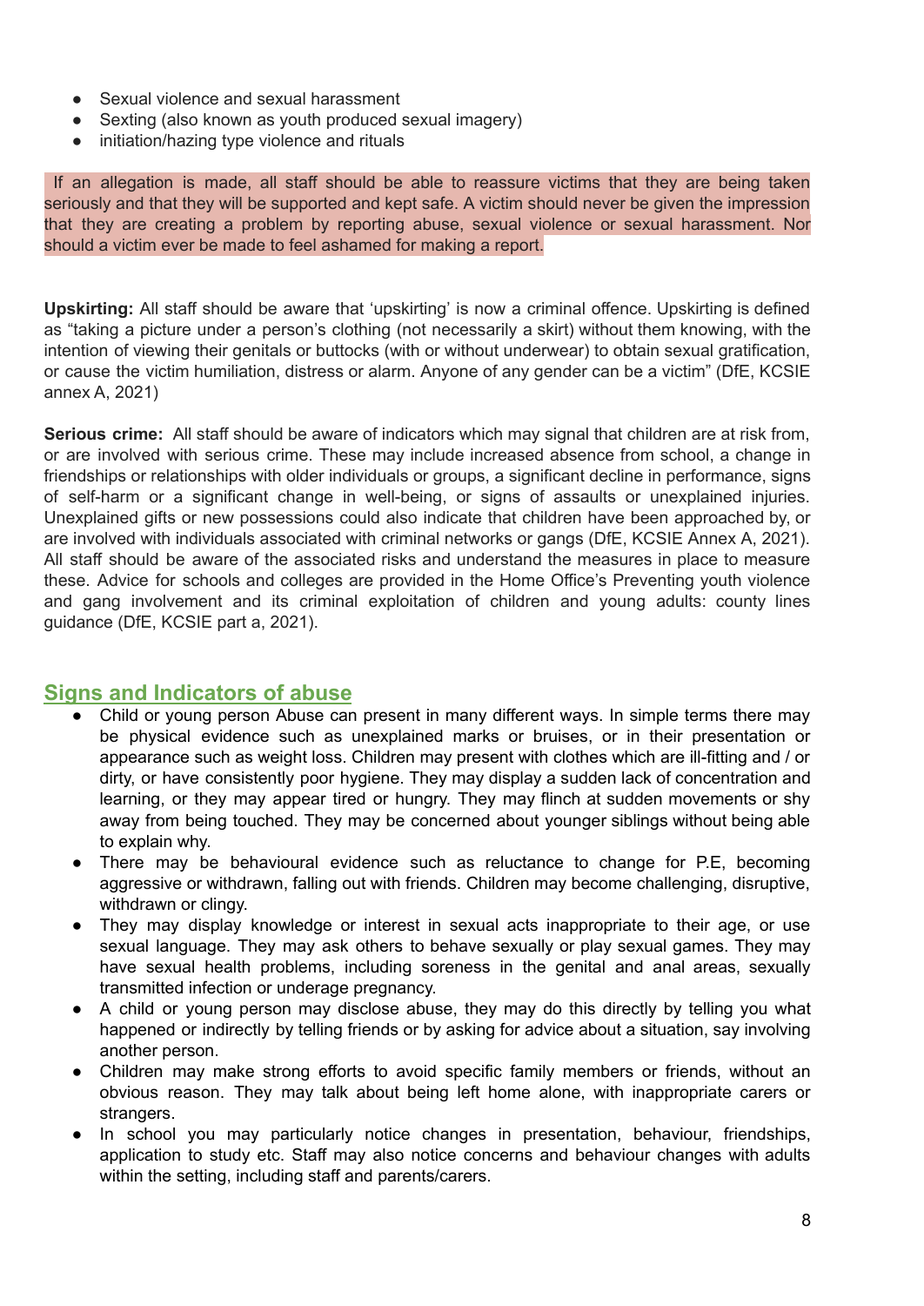- Sexual violence and sexual harassment
- Sexting (also known as youth produced sexual imagery)
- initiation/hazing type violence and rituals

If an allegation is made, all staff should be able to reassure victims that they are being taken seriously and that they will be supported and kept safe. A victim should never be given the impression that they are creating a problem by reporting abuse, sexual violence or sexual harassment. Nor should a victim ever be made to feel ashamed for making a report.

**Upskirting:** All staff should be aware that 'upskirting' is now a criminal offence. Upskirting is defined as "taking a picture under a person's clothing (not necessarily a skirt) without them knowing, with the intention of viewing their genitals or buttocks (with or without underwear) to obtain sexual gratification, or cause the victim humiliation, distress or alarm. Anyone of any gender can be a victim" (DfE, KCSIE annex A, 2021)

**Serious crime:** All staff should be aware of indicators which may signal that children are at risk from, or are involved with serious crime. These may include increased absence from school, a change in friendships or relationships with older individuals or groups, a significant decline in performance, signs of self-harm or a significant change in well-being, or signs of assaults or unexplained injuries. Unexplained gifts or new possessions could also indicate that children have been approached by, or are involved with individuals associated with criminal networks or gangs (DfE, KCSIE Annex A, 2021). All staff should be aware of the associated risks and understand the measures in place to measure these. Advice for schools and colleges are provided in the Home Office's Preventing youth violence and gang involvement and its criminal exploitation of children and young adults: county lines guidance (DfE, KCSIE part a, 2021).

## Signs and Indicators of abuse

- Child or young person Abuse can present in many different ways. In simple terms there may be physical evidence such as unexplained marks or bruises, or in their presentation or appearance such as weight loss. Children may present with clothes which are ill-fitting and / or dirty, or have consistently poor hygiene. They may display a sudden lack of concentration and learning, or they may appear tired or hungry. They may flinch at sudden movements or shy away from being touched. They may be concerned about younger siblings without being able to explain why.
- There may be behavioural evidence such as reluctance to change for P.E, becoming aggressive or withdrawn, falling out with friends. Children may become challenging, disruptive, withdrawn or clingy.
- They may display knowledge or interest in sexual acts inappropriate to their age, or use sexual language. They may ask others to behave sexually or play sexual games. They may have sexual health problems, including soreness in the genital and anal areas, sexually transmitted infection or underage pregnancy.
- A child or young person may disclose abuse, they may do this directly by telling you what happened or indirectly by telling friends or by asking for advice about a situation, say involving another person.
- Children may make strong efforts to avoid specific family members or friends, without an obvious reason. They may talk about being left home alone, with inappropriate carers or strangers.
- In school you may particularly notice changes in presentation, behaviour, friendships, application to study etc. Staff may also notice concerns and behaviour changes with adults within the setting, including staff and parents/carers.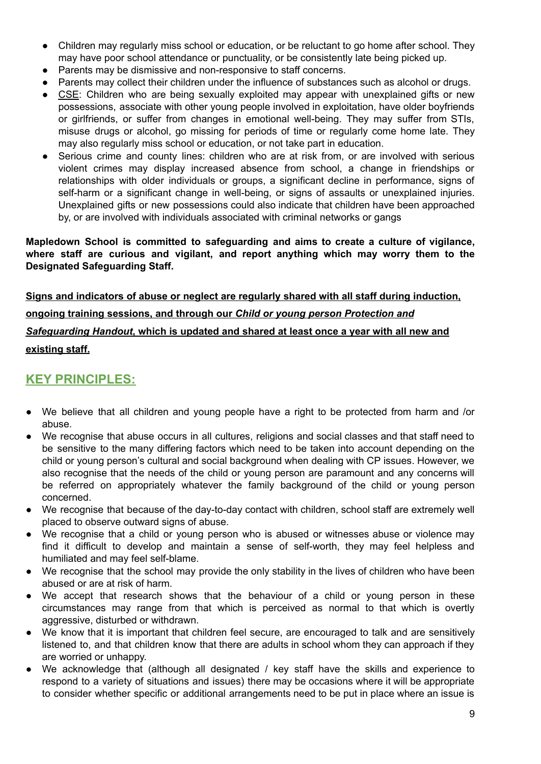- Children may regularly miss school or education, or be reluctant to go home after school. They may have poor school attendance or punctuality, or be consistently late being picked up.
- Parents may be dismissive and non-responsive to staff concerns.
- Parents may collect their children under the influence of substances such as alcohol or drugs.
- CSE: Children who are being sexually exploited may appear with unexplained gifts or new possessions, associate with other young people involved in exploitation, have older boyfriends or girlfriends, or suffer from changes in emotional well-being. They may suffer from STIs, misuse drugs or alcohol, go missing for periods of time or regularly come home late. They may also regularly miss school or education, or not take part in education.
- Serious crime and county lines: children who are at risk from, or are involved with serious violent crimes may display increased absence from school, a change in friendships or relationships with older individuals or groups, a significant decline in performance, signs of self-harm or a significant change in well-being, or signs of assaults or unexplained injuries. Unexplained gifts or new possessions could also indicate that children have been approached by, or are involved with individuals associated with criminal networks or gangs

**Mapledown School is committed to safeguarding and aims to create a culture of vigilance, where staff are curious and vigilant, and report anything which may worry them to the Designated Safeguarding Staff.**

**Signs and indicators of abuse or neglect are regularly shared with all staff during induction, ongoing training sessions, and through our *Child or young person Protection and Safeguarding Handout*, which is updated and shared at least once a year with all new and existing staff.**

## KEY PRINCIPLES:

- We believe that all children and young people have a right to be protected from harm and /or abuse.
- We recognise that abuse occurs in all cultures, religions and social classes and that staff need to be sensitive to the many differing factors which need to be taken into account depending on the child or young person's cultural and social background when dealing with CP issues. However, we also recognise that the needs of the child or young person are paramount and any concerns will be referred on appropriately whatever the family background of the child or young person concerned.
- We recognise that because of the day-to-day contact with children, school staff are extremely well placed to observe outward signs of abuse.
- We recognise that a child or young person who is abused or witnesses abuse or violence may find it difficult to develop and maintain a sense of self-worth, they may feel helpless and humiliated and may feel self-blame.
- We recognise that the school may provide the only stability in the lives of children who have been abused or are at risk of harm.
- We accept that research shows that the behaviour of a child or young person in these circumstances may range from that which is perceived as normal to that which is overtly aggressive, disturbed or withdrawn.
- We know that it is important that children feel secure, are encouraged to talk and are sensitively listened to, and that children know that there are adults in school whom they can approach if they are worried or unhappy.
- We acknowledge that (although all designated / key staff have the skills and experience to respond to a variety of situations and issues) there may be occasions where it will be appropriate to consider whether specific or additional arrangements need to be put in place where an issue is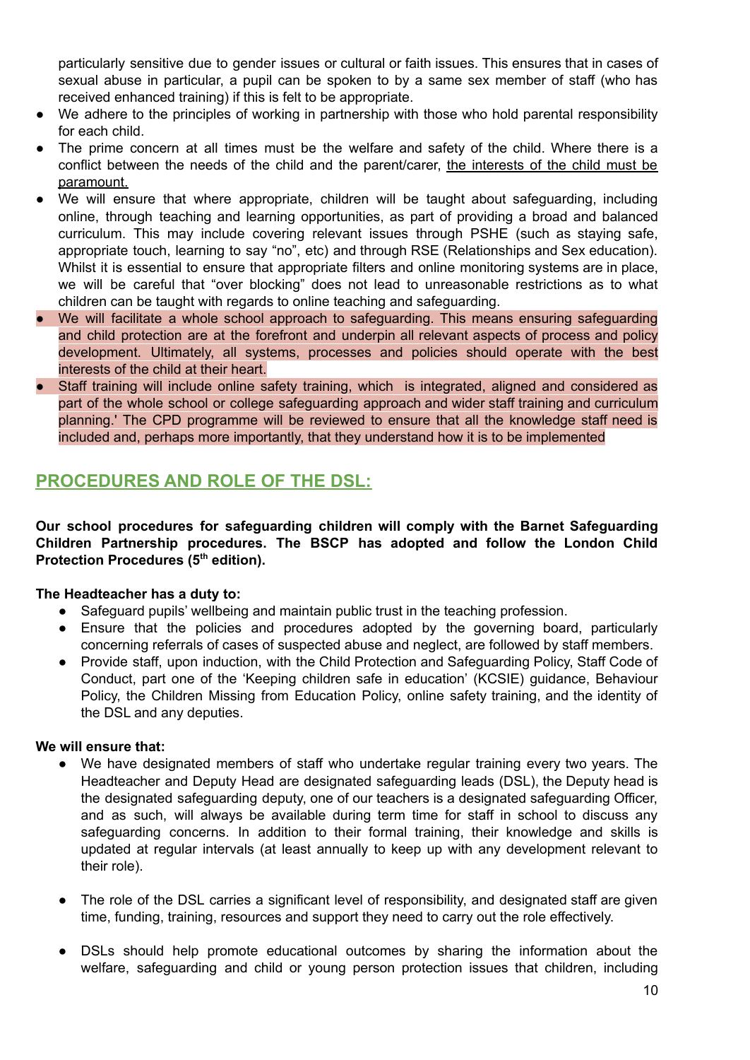particularly sensitive due to gender issues or cultural or faith issues. This ensures that in cases of sexual abuse in particular, a pupil can be spoken to by a same sex member of staff (who has received enhanced training) if this is felt to be appropriate.

- We adhere to the principles of working in partnership with those who hold parental responsibility for each child.
- The prime concern at all times must be the welfare and safety of the child. Where there is a conflict between the needs of the child and the parent/carer, the interests of the child must be paramount.
- We will ensure that where appropriate, children will be taught about safeguarding, including online, through teaching and learning opportunities, as part of providing a broad and balanced curriculum. This may include covering relevant issues through PSHE (such as staying safe, appropriate touch, learning to say "no", etc) and through RSE (Relationships and Sex education). Whilst it is essential to ensure that appropriate filters and online monitoring systems are in place, we will be careful that "over blocking" does not lead to unreasonable restrictions as to what children can be taught with regards to online teaching and safeguarding.
- We will facilitate a whole school approach to safeguarding. This means ensuring safeguarding and child protection are at the forefront and underpin all relevant aspects of process and policy development. Ultimately, all systems, processes and policies should operate with the best interests of the child at their heart.
- Staff training will include online safety training, which is integrated, aligned and considered as part of the whole school or college safeguarding approach and wider staff training and curriculum planning.' The CPD programme will be reviewed to ensure that all the knowledge staff need is included and, perhaps more importantly, that they understand how it is to be implemented

## PROCEDURES AND ROLE OF THE DSL:

**Our school procedures for safeguarding children will comply with the Barnet Safeguarding Children Partnership procedures. The BSCP has adopted and follow the London Child Protection Procedures (5th edition).**

**The Headteacher has a duty to:**

- Safeguard pupils' wellbeing and maintain public trust in the teaching profession.
- Ensure that the policies and procedures adopted by the governing board, particularly concerning referrals of cases of suspected abuse and neglect, are followed by staff members.
- Provide staff, upon induction, with the Child Protection and Safeguarding Policy, Staff Code of Conduct, part one of the 'Keeping children safe in education' (KCSIE) guidance, Behaviour Policy, the Children Missing from Education Policy, online safety training, and the identity of the DSL and any deputies.

**We will ensure that:**

- We have designated members of staff who undertake regular training every two years. The Headteacher and Deputy Head are designated safeguarding leads (DSL), the Deputy head is the designated safeguarding deputy, one of our teachers is a designated safeguarding Officer, and as such, will always be available during term time for staff in school to discuss any safeguarding concerns. In addition to their formal training, their knowledge and skills is updated at regular intervals (at least annually to keep up with any development relevant to their role).

- The role of the DSL carries a significant level of responsibility, and designated staff are given time, funding, training, resources and support they need to carry out the role effectively.

- DSLs should help promote educational outcomes by sharing the information about the welfare, safeguarding and child or young person protection issues that children, including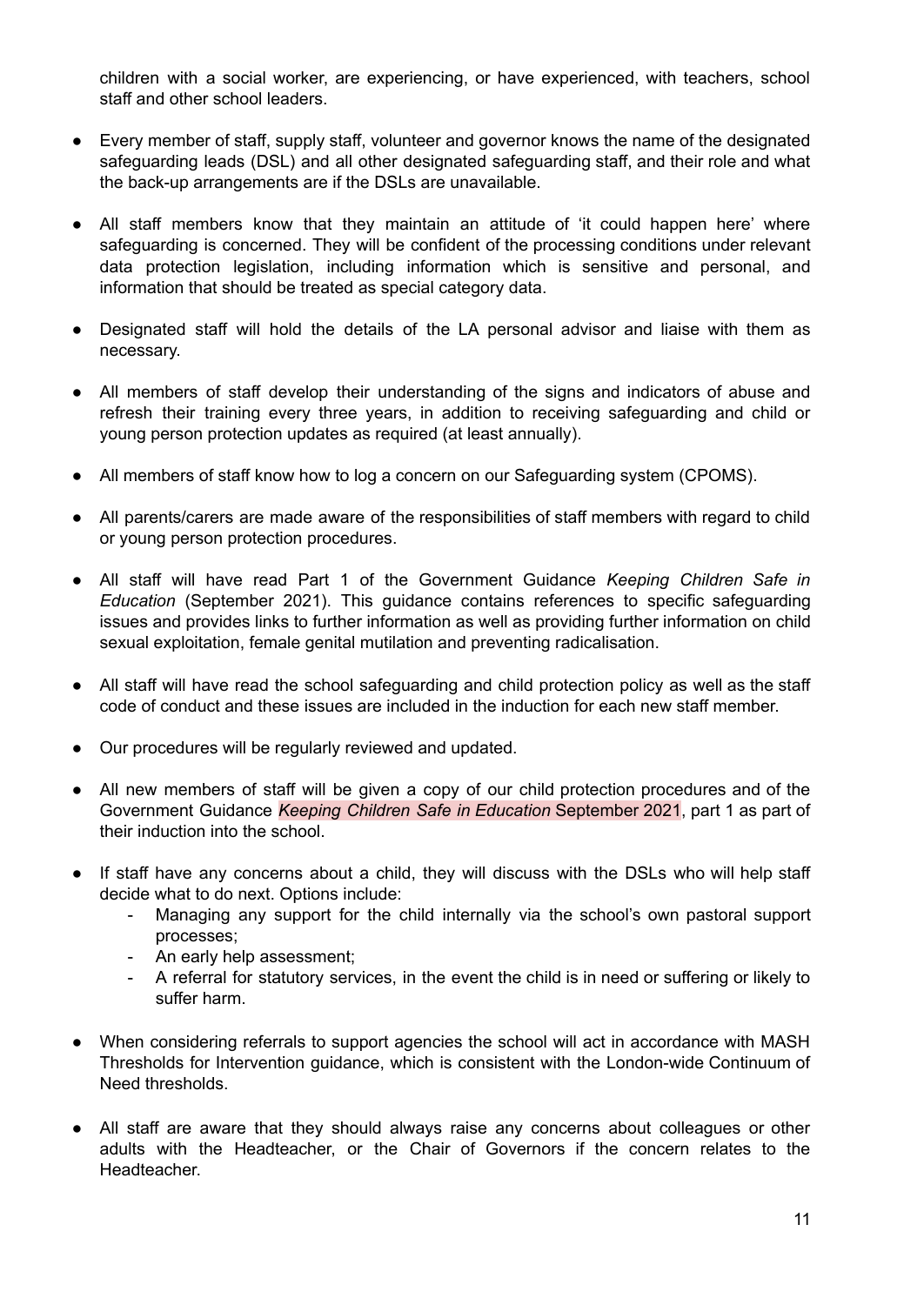children with a social worker, are experiencing, or have experienced, with teachers, school staff and other school leaders.

- Every member of staff, supply staff, volunteer and governor knows the name of the designated safeguarding leads (DSL) and all other designated safeguarding staff, and their role and what the back-up arrangements are if the DSLs are unavailable.
- All staff members know that they maintain an attitude of 'it could happen here' where safeguarding is concerned. They will be confident of the processing conditions under relevant data protection legislation, including information which is sensitive and personal, and information that should be treated as special category data.
- Designated staff will hold the details of the LA personal advisor and liaise with them as necessary.
- All members of staff develop their understanding of the signs and indicators of abuse and refresh their training every three years, in addition to receiving safeguarding and child or young person protection updates as required (at least annually).
- All members of staff know how to log a concern on our Safeguarding system (CPOMS).
- All parents/carers are made aware of the responsibilities of staff members with regard to child or young person protection procedures.
- All staff will have read Part 1 of the Government Guidance *Keeping Children Safe in Education* (September 2021). This guidance contains references to specific safeguarding issues and provides links to further information as well as providing further information on child sexual exploitation, female genital mutilation and preventing radicalisation.
- All staff will have read the school safeguarding and child protection policy as well as the staff code of conduct and these issues are included in the induction for each new staff member.
- Our procedures will be regularly reviewed and updated.
- All new members of staff will be given a copy of our child protection procedures and of the Government Guidance *Keeping Children Safe in Education* September 2021, part 1 as part of their induction into the school.
- If staff have any concerns about a child, they will discuss with the DSLs who will help staff decide what to do next. Options include:
  - Managing any support for the child internally via the school's own pastoral support processes;
  - An early help assessment;
  - A referral for statutory services, in the event the child is in need or suffering or likely to suffer harm.
- When considering referrals to support agencies the school will act in accordance with MASH Thresholds for Intervention guidance, which is consistent with the London-wide Continuum of Need thresholds.
- All staff are aware that they should always raise any concerns about colleagues or other adults with the Headteacher, or the Chair of Governors if the concern relates to the Headteacher.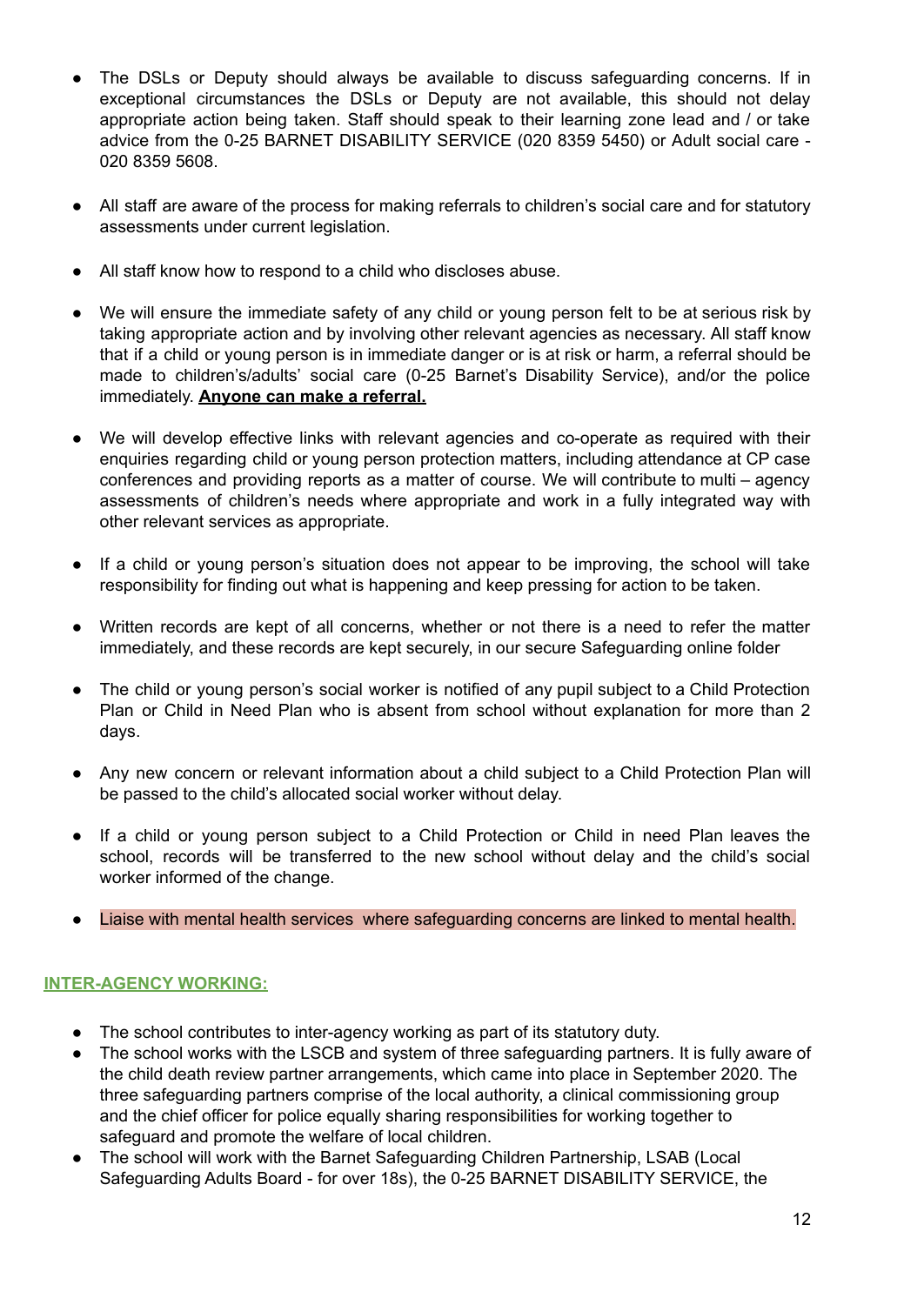- The DSLs or Deputy should always be available to discuss safeguarding concerns. If in exceptional circumstances the DSLs or Deputy are not available, this should not delay appropriate action being taken. Staff should speak to their learning zone lead and / or take advice from the 0-25 BARNET DISABILITY SERVICE (020 8359 5450) or Adult social care - 020 8359 5608.

- All staff are aware of the process for making referrals to children's social care and for statutory assessments under current legislation.

- All staff know how to respond to a child who discloses abuse.

- We will ensure the immediate safety of any child or young person felt to be at serious risk by taking appropriate action and by involving other relevant agencies as necessary. All staff know that if a child or young person is in immediate danger or is at risk or harm, a referral should be made to children's/adults' social care (0-25 Barnet's Disability Service), and/or the police immediately. **Anyone can make a referral.**

- We will develop effective links with relevant agencies and co-operate as required with their enquiries regarding child or young person protection matters, including attendance at CP case conferences and providing reports as a matter of course. We will contribute to multi – agency assessments of children's needs where appropriate and work in a fully integrated way with other relevant services as appropriate.

- If a child or young person's situation does not appear to be improving, the school will take responsibility for finding out what is happening and keep pressing for action to be taken.

- Written records are kept of all concerns, whether or not there is a need to refer the matter immediately, and these records are kept securely, in our secure Safeguarding online folder

- The child or young person's social worker is notified of any pupil subject to a Child Protection Plan or Child in Need Plan who is absent from school without explanation for more than 2 days.

- Any new concern or relevant information about a child subject to a Child Protection Plan will be passed to the child's allocated social worker without delay.

- If a child or young person subject to a Child Protection or Child in need Plan leaves the school, records will be transferred to the new school without delay and the child's social worker informed of the change.

- Liaise with mental health services where safeguarding concerns are linked to mental health.

## INTER-AGENCY WORKING:

- The school contributes to inter-agency working as part of its statutory duty.
- The school works with the LSCB and system of three safeguarding partners. It is fully aware of the child death review partner arrangements, which came into place in September 2020. The three safeguarding partners comprise of the local authority, a clinical commissioning group and the chief officer for police equally sharing responsibilities for working together to safeguard and promote the welfare of local children.
- The school will work with the Barnet Safeguarding Children Partnership, LSAB (Local Safeguarding Adults Board - for over 18s), the 0-25 BARNET DISABILITY SERVICE, the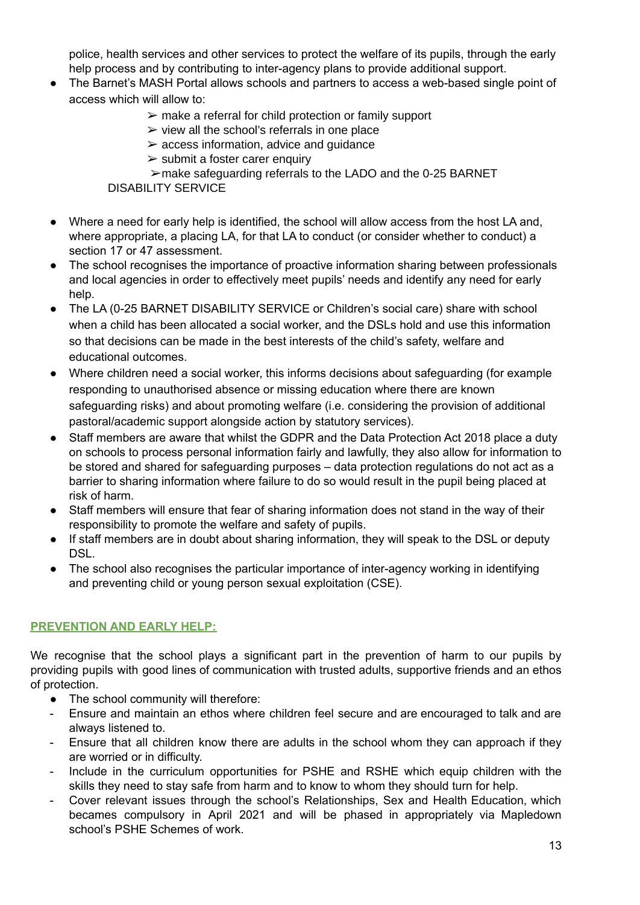police, health services and other services to protect the welfare of its pupils, through the early help process and by contributing to inter-agency plans to provide additional support.

- The Barnet's MASH Portal allows schools and partners to access a web-based single point of access which will allow to:
  - ➢ make a referral for child protection or family support
  - ➢ view all the school's referrals in one place
  - ➢ access information, advice and guidance
  - ➢ submit a foster carer enquiry
  - ➢ make safeguarding referrals to the LADO and the 0-25 BARNET DISABILITY SERVICE
- Where a need for early help is identified, the school will allow access from the host LA and, where appropriate, a placing LA, for that LA to conduct (or consider whether to conduct) a section 17 or 47 assessment.
- The school recognises the importance of proactive information sharing between professionals and local agencies in order to effectively meet pupils' needs and identify any need for early help.
- The LA (0-25 BARNET DISABILITY SERVICE or Children's social care) share with school when a child has been allocated a social worker, and the DSLs hold and use this information so that decisions can be made in the best interests of the child's safety, welfare and educational outcomes.
- Where children need a social worker, this informs decisions about safeguarding (for example responding to unauthorised absence or missing education where there are known safeguarding risks) and about promoting welfare (i.e. considering the provision of additional pastoral/academic support alongside action by statutory services).
- Staff members are aware that whilst the GDPR and the Data Protection Act 2018 place a duty on schools to process personal information fairly and lawfully, they also allow for information to be stored and shared for safeguarding purposes – data protection regulations do not act as a barrier to sharing information where failure to do so would result in the pupil being placed at risk of harm.
- Staff members will ensure that fear of sharing information does not stand in the way of their responsibility to promote the welfare and safety of pupils.
- If staff members are in doubt about sharing information, they will speak to the DSL or deputy DSL.
- The school also recognises the particular importance of inter-agency working in identifying and preventing child or young person sexual exploitation (CSE).

## PREVENTION AND EARLY HELP:

We recognise that the school plays a significant part in the prevention of harm to our pupils by providing pupils with good lines of communication with trusted adults, supportive friends and an ethos of protection.

- The school community will therefore:

- Ensure and maintain an ethos where children feel secure and are encouraged to talk and are always listened to.
- Ensure that all children know there are adults in the school whom they can approach if they are worried or in difficulty.
- Include in the curriculum opportunities for PSHE and RSHE which equip children with the skills they need to stay safe from harm and to know to whom they should turn for help.
- Cover relevant issues through the school's Relationships, Sex and Health Education, which becames compulsory in April 2021 and will be phased in appropriately via Mapledown school's PSHE Schemes of work.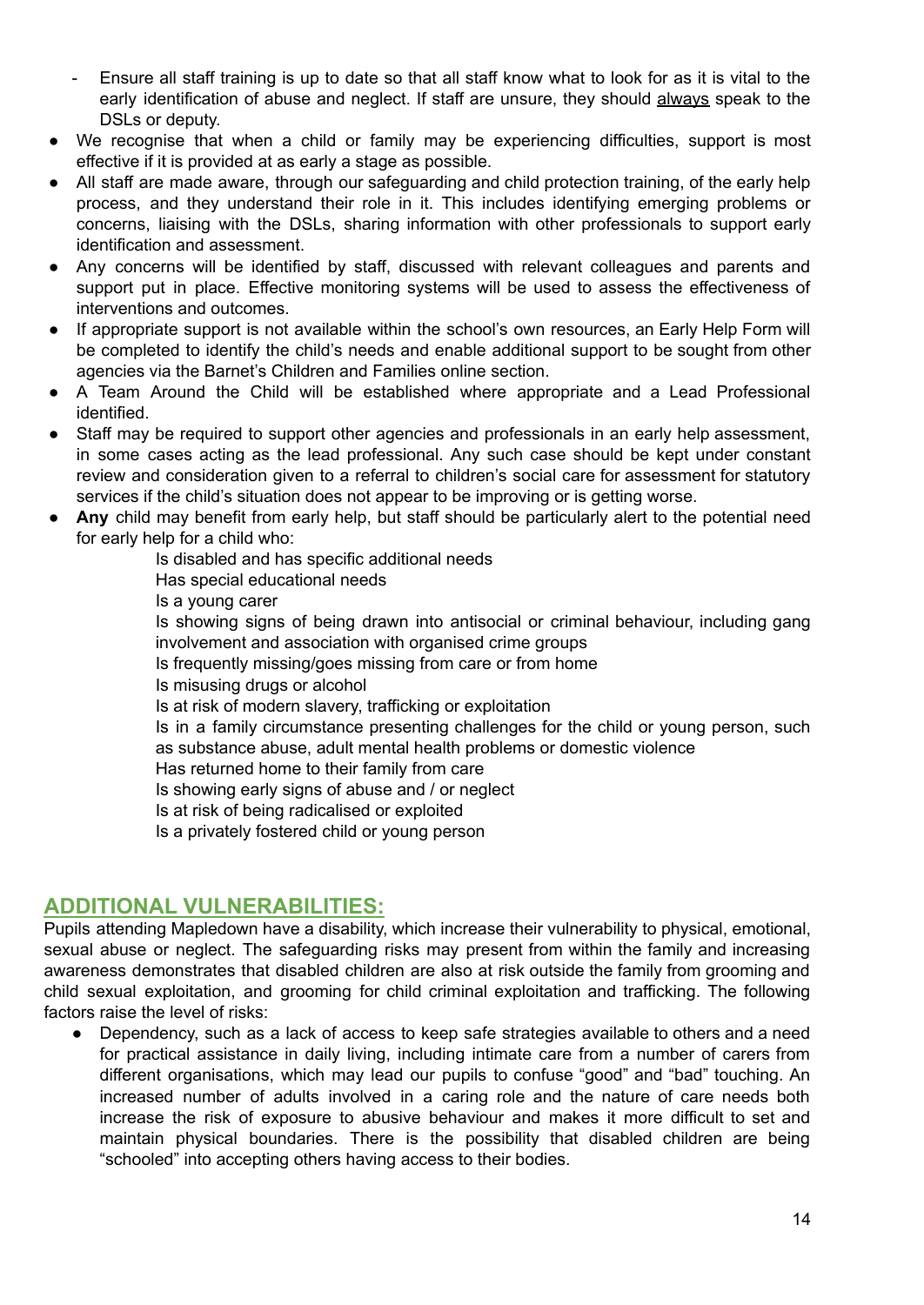- Ensure all staff training is up to date so that all staff know what to look for as it is vital to the early identification of abuse and neglect. If staff are unsure, they should <u>always</u> speak to the DSLs or deputy.

- We recognise that when a child or family may be experiencing difficulties, support is most effective if it is provided at as early a stage as possible.
- All staff are made aware, through our safeguarding and child protection training, of the early help process, and they understand their role in it. This includes identifying emerging problems or concerns, liaising with the DSLs, sharing information with other professionals to support early identification and assessment.
- Any concerns will be identified by staff, discussed with relevant colleagues and parents and support put in place. Effective monitoring systems will be used to assess the effectiveness of interventions and outcomes.
- If appropriate support is not available within the school's own resources, an Early Help Form will be completed to identify the child's needs and enable additional support to be sought from other agencies via the Barnet's Children and Families online section.
- A Team Around the Child will be established where appropriate and a Lead Professional identified.
- Staff may be required to support other agencies and professionals in an early help assessment, in some cases acting as the lead professional. Any such case should be kept under constant review and consideration given to a referral to children's social care for assessment for statutory services if the child's situation does not appear to be improving or is getting worse.
- **Any** child may benefit from early help, but staff should be particularly alert to the potential need for early help for a child who:

  Is disabled and has specific additional needs
  Has special educational needs
  Is a young carer
  Is showing signs of being drawn into antisocial or criminal behaviour, including gang involvement and association with organised crime groups
  Is frequently missing/goes missing from care or from home
  Is misusing drugs or alcohol
  Is at risk of modern slavery, trafficking or exploitation
  Is in a family circumstance presenting challenges for the child or young person, such as substance abuse, adult mental health problems or domestic violence
  Has returned home to their family from care
  Is showing early signs of abuse and / or neglect
  Is at risk of being radicalised or exploited
  Is a privately fostered child or young person

## ADDITIONAL VULNERABILITIES:

Pupils attending Mapledown have a disability, which increase their vulnerability to physical, emotional, sexual abuse or neglect. The safeguarding risks may present from within the family and increasing awareness demonstrates that disabled children are also at risk outside the family from grooming and child sexual exploitation, and grooming for child criminal exploitation and trafficking. The following factors raise the level of risks:

- Dependency, such as a lack of access to keep safe strategies available to others and a need for practical assistance in daily living, including intimate care from a number of carers from different organisations, which may lead our pupils to confuse "good" and "bad" touching. An increased number of adults involved in a caring role and the nature of care needs both increase the risk of exposure to abusive behaviour and makes it more difficult to set and maintain physical boundaries. There is the possibility that disabled children are being "schooled" into accepting others having access to their bodies.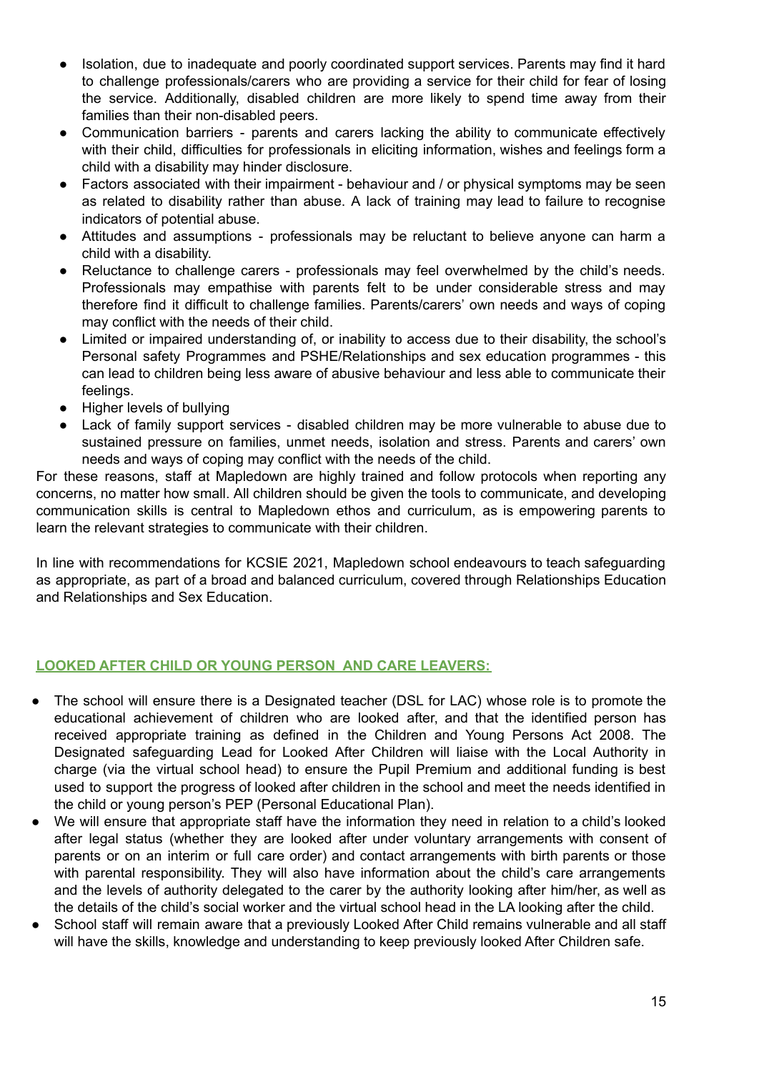- Isolation, due to inadequate and poorly coordinated support services. Parents may find it hard to challenge professionals/carers who are providing a service for their child for fear of losing the service. Additionally, disabled children are more likely to spend time away from their families than their non-disabled peers.
- Communication barriers - parents and carers lacking the ability to communicate effectively with their child, difficulties for professionals in eliciting information, wishes and feelings form a child with a disability may hinder disclosure.
- Factors associated with their impairment - behaviour and / or physical symptoms may be seen as related to disability rather than abuse. A lack of training may lead to failure to recognise indicators of potential abuse.
- Attitudes and assumptions - professionals may be reluctant to believe anyone can harm a child with a disability.
- Reluctance to challenge carers - professionals may feel overwhelmed by the child's needs. Professionals may empathise with parents felt to be under considerable stress and may therefore find it difficult to challenge families. Parents/carers' own needs and ways of coping may conflict with the needs of their child.
- Limited or impaired understanding of, or inability to access due to their disability, the school's Personal safety Programmes and PSHE/Relationships and sex education programmes - this can lead to children being less aware of abusive behaviour and less able to communicate their feelings.
- Higher levels of bullying
- Lack of family support services - disabled children may be more vulnerable to abuse due to sustained pressure on families, unmet needs, isolation and stress. Parents and carers' own needs and ways of coping may conflict with the needs of the child.

For these reasons, staff at Mapledown are highly trained and follow protocols when reporting any concerns, no matter how small. All children should be given the tools to communicate, and developing communication skills is central to Mapledown ethos and curriculum, as is empowering parents to learn the relevant strategies to communicate with their children.

In line with recommendations for KCSIE 2021, Mapledown school endeavours to teach safeguarding as appropriate, as part of a broad and balanced curriculum, covered through Relationships Education and Relationships and Sex Education.

## LOOKED AFTER CHILD OR YOUNG PERSON AND CARE LEAVERS:

- The school will ensure there is a Designated teacher (DSL for LAC) whose role is to promote the educational achievement of children who are looked after, and that the identified person has received appropriate training as defined in the Children and Young Persons Act 2008. The Designated safeguarding Lead for Looked After Children will liaise with the Local Authority in charge (via the virtual school head) to ensure the Pupil Premium and additional funding is best used to support the progress of looked after children in the school and meet the needs identified in the child or young person's PEP (Personal Educational Plan).
- We will ensure that appropriate staff have the information they need in relation to a child's looked after legal status (whether they are looked after under voluntary arrangements with consent of parents or on an interim or full care order) and contact arrangements with birth parents or those with parental responsibility. They will also have information about the child's care arrangements and the levels of authority delegated to the carer by the authority looking after him/her, as well as the details of the child's social worker and the virtual school head in the LA looking after the child.
- School staff will remain aware that a previously Looked After Child remains vulnerable and all staff will have the skills, knowledge and understanding to keep previously looked After Children safe.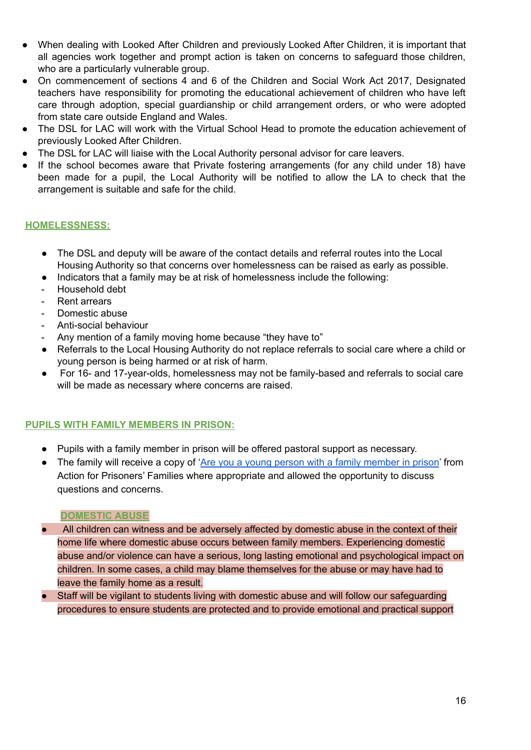- When dealing with Looked After Children and previously Looked After Children, it is important that all agencies work together and prompt action is taken on concerns to safeguard those children, who are a particularly vulnerable group.
- On commencement of sections 4 and 6 of the Children and Social Work Act 2017, Designated teachers have responsibility for promoting the educational achievement of children who have left care through adoption, special guardianship or child arrangement orders, or who were adopted from state care outside England and Wales.
- The DSL for LAC will work with the Virtual School Head to promote the education achievement of previously Looked After Children.
- The DSL for LAC will liaise with the Local Authority personal advisor for care leavers.
- If the school becomes aware that Private fostering arrangements (for any child under 18) have been made for a pupil, the Local Authority will be notified to allow the LA to check that the arrangement is suitable and safe for the child.

## HOMELESSNESS:

- The DSL and deputy will be aware of the contact details and referral routes into the Local Housing Authority so that concerns over homelessness can be raised as early as possible.
- Indicators that a family may be at risk of homelessness include the following:
  - Household debt
  - Rent arrears
  - Domestic abuse
  - Anti-social behaviour
  - Any mention of a family moving home because "they have to"
- Referrals to the Local Housing Authority do not replace referrals to social care where a child or young person is being harmed or at risk of harm.
- For 16- and 17-year-olds, homelessness may not be family-based and referrals to social care will be made as necessary where concerns are raised.

## PUPILS WITH FAMILY MEMBERS IN PRISON:

- Pupils with a family member in prison will be offered pastoral support as necessary.
- The family will receive a copy of 'Are you a young person with a family member in prison' from Action for Prisoners' Families where appropriate and allowed the opportunity to discuss questions and concerns.

## DOMESTIC ABUSE

- All children can witness and be adversely affected by domestic abuse in the context of their home life where domestic abuse occurs between family members. Experiencing domestic abuse and/or violence can have a serious, long lasting emotional and psychological impact on children. In some cases, a child may blame themselves for the abuse or may have had to leave the family home as a result.
- Staff will be vigilant to students living with domestic abuse and will follow our safeguarding procedures to ensure students are protected and to provide emotional and practical support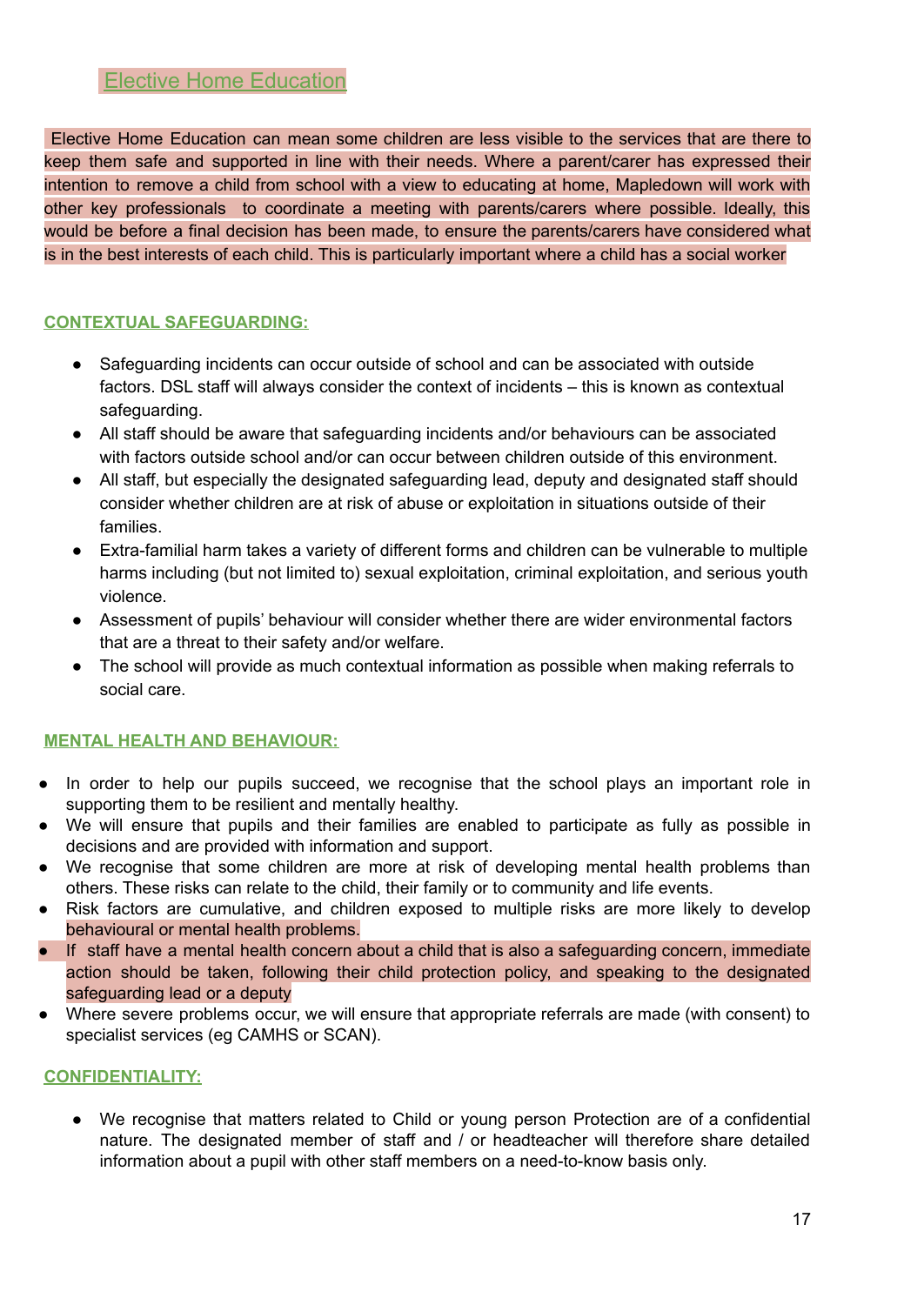## Elective Home Education

Elective Home Education can mean some children are less visible to the services that are there to keep them safe and supported in line with their needs. Where a parent/carer has expressed their intention to remove a child from school with a view to educating at home, Mapledown will work with other key professionals to coordinate a meeting with parents/carers where possible. Ideally, this would be before a final decision has been made, to ensure the parents/carers have considered what is in the best interests of each child. This is particularly important where a child has a social worker

## CONTEXTUAL SAFEGUARDING:

- Safeguarding incidents can occur outside of school and can be associated with outside factors. DSL staff will always consider the context of incidents – this is known as contextual safeguarding.
- All staff should be aware that safeguarding incidents and/or behaviours can be associated with factors outside school and/or can occur between children outside of this environment.
- All staff, but especially the designated safeguarding lead, deputy and designated staff should consider whether children are at risk of abuse or exploitation in situations outside of their families.
- Extra-familial harm takes a variety of different forms and children can be vulnerable to multiple harms including (but not limited to) sexual exploitation, criminal exploitation, and serious youth violence.
- Assessment of pupils' behaviour will consider whether there are wider environmental factors that are a threat to their safety and/or welfare.
- The school will provide as much contextual information as possible when making referrals to social care.

## MENTAL HEALTH AND BEHAVIOUR:

- In order to help our pupils succeed, we recognise that the school plays an important role in supporting them to be resilient and mentally healthy.
- We will ensure that pupils and their families are enabled to participate as fully as possible in decisions and are provided with information and support.
- We recognise that some children are more at risk of developing mental health problems than others. These risks can relate to the child, their family or to community and life events.
- Risk factors are cumulative, and children exposed to multiple risks are more likely to develop behavioural or mental health problems.
- If staff have a mental health concern about a child that is also a safeguarding concern, immediate action should be taken, following their child protection policy, and speaking to the designated safeguarding lead or a deputy
- Where severe problems occur, we will ensure that appropriate referrals are made (with consent) to specialist services (eg CAMHS or SCAN).

## CONFIDENTIALITY:

- We recognise that matters related to Child or young person Protection are of a confidential nature. The designated member of staff and / or headteacher will therefore share detailed information about a pupil with other staff members on a need-to-know basis only.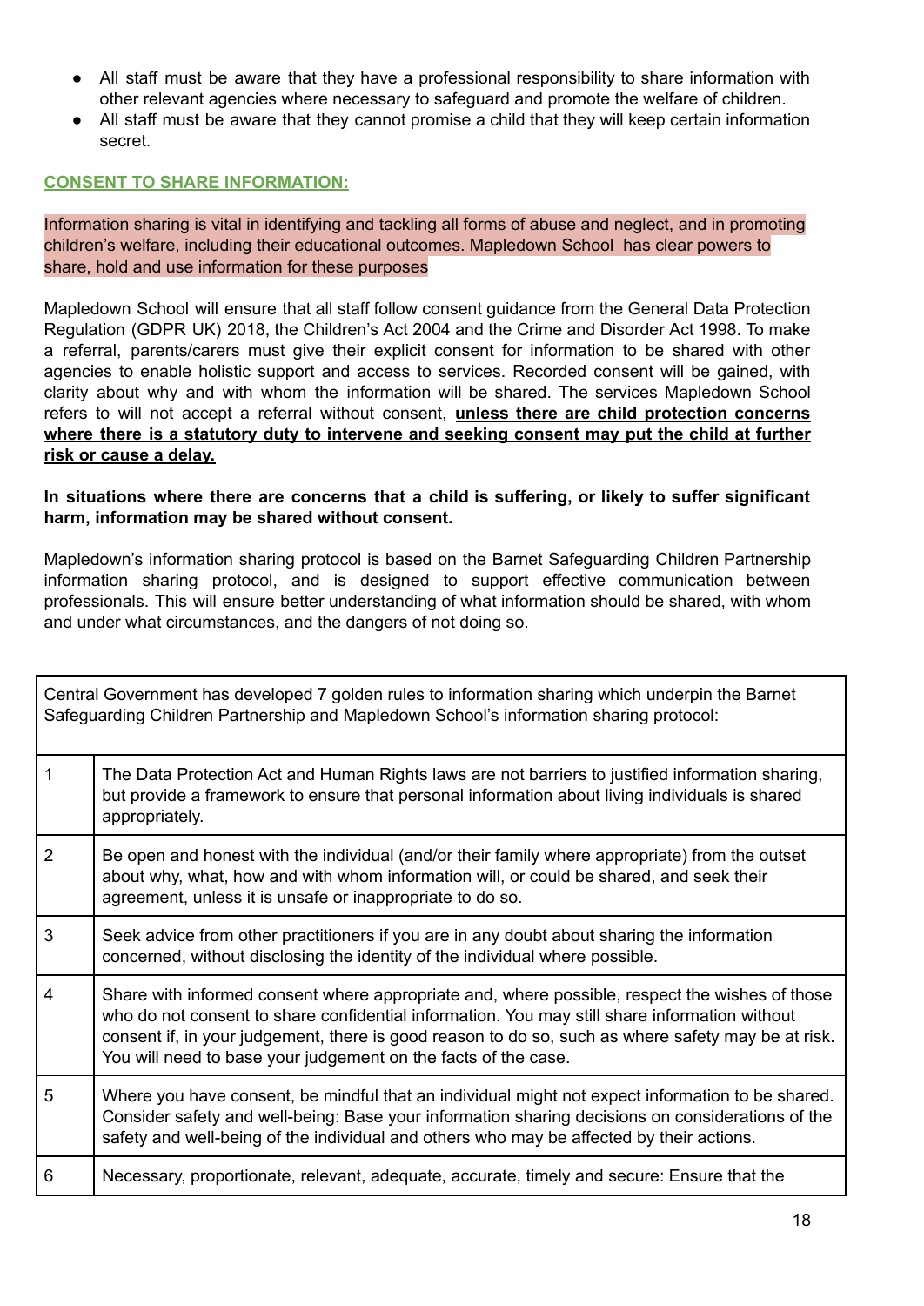- All staff must be aware that they have a professional responsibility to share information with other relevant agencies where necessary to safeguard and promote the welfare of children.
- All staff must be aware that they cannot promise a child that they will keep certain information secret.

## CONSENT TO SHARE INFORMATION:

Information sharing is vital in identifying and tackling all forms of abuse and neglect, and in promoting children's welfare, including their educational outcomes. Mapledown School has clear powers to share, hold and use information for these purposes

Mapledown School will ensure that all staff follow consent guidance from the General Data Protection Regulation (GDPR UK) 2018, the Children's Act 2004 and the Crime and Disorder Act 1998. To make a referral, parents/carers must give their explicit consent for information to be shared with other agencies to enable holistic support and access to services. Recorded consent will be gained, with clarity about why and with whom the information will be shared. The services Mapledown School refers to will not accept a referral without consent, **unless there are child protection concerns where there is a statutory duty to intervene and seeking consent may put the child at further risk or cause a delay.**

**In situations where there are concerns that a child is suffering, or likely to suffer significant harm, information may be shared without consent.**

Mapledown's information sharing protocol is based on the Barnet Safeguarding Children Partnership information sharing protocol, and is designed to support effective communication between professionals. This will ensure better understanding of what information should be shared, with whom and under what circumstances, and the dangers of not doing so.

| Central Government has developed 7 golden rules to information sharing which underpin the Barnet Safeguarding Children Partnership and Mapledown School's information sharing protocol: | |
|---|---|
| 1 | The Data Protection Act and Human Rights laws are not barriers to justified information sharing, but provide a framework to ensure that personal information about living individuals is shared appropriately. |
| 2 | Be open and honest with the individual (and/or their family where appropriate) from the outset about why, what, how and with whom information will, or could be shared, and seek their agreement, unless it is unsafe or inappropriate to do so. |
| 3 | Seek advice from other practitioners if you are in any doubt about sharing the information concerned, without disclosing the identity of the individual where possible. |
| 4 | Share with informed consent where appropriate and, where possible, respect the wishes of those who do not consent to share confidential information. You may still share information without consent if, in your judgement, there is good reason to do so, such as where safety may be at risk. You will need to base your judgement on the facts of the case. |
| 5 | Where you have consent, be mindful that an individual might not expect information to be shared. Consider safety and well-being: Base your information sharing decisions on considerations of the safety and well-being of the individual and others who may be affected by their actions. |
| 6 | Necessary, proportionate, relevant, adequate, accurate, timely and secure: Ensure that the |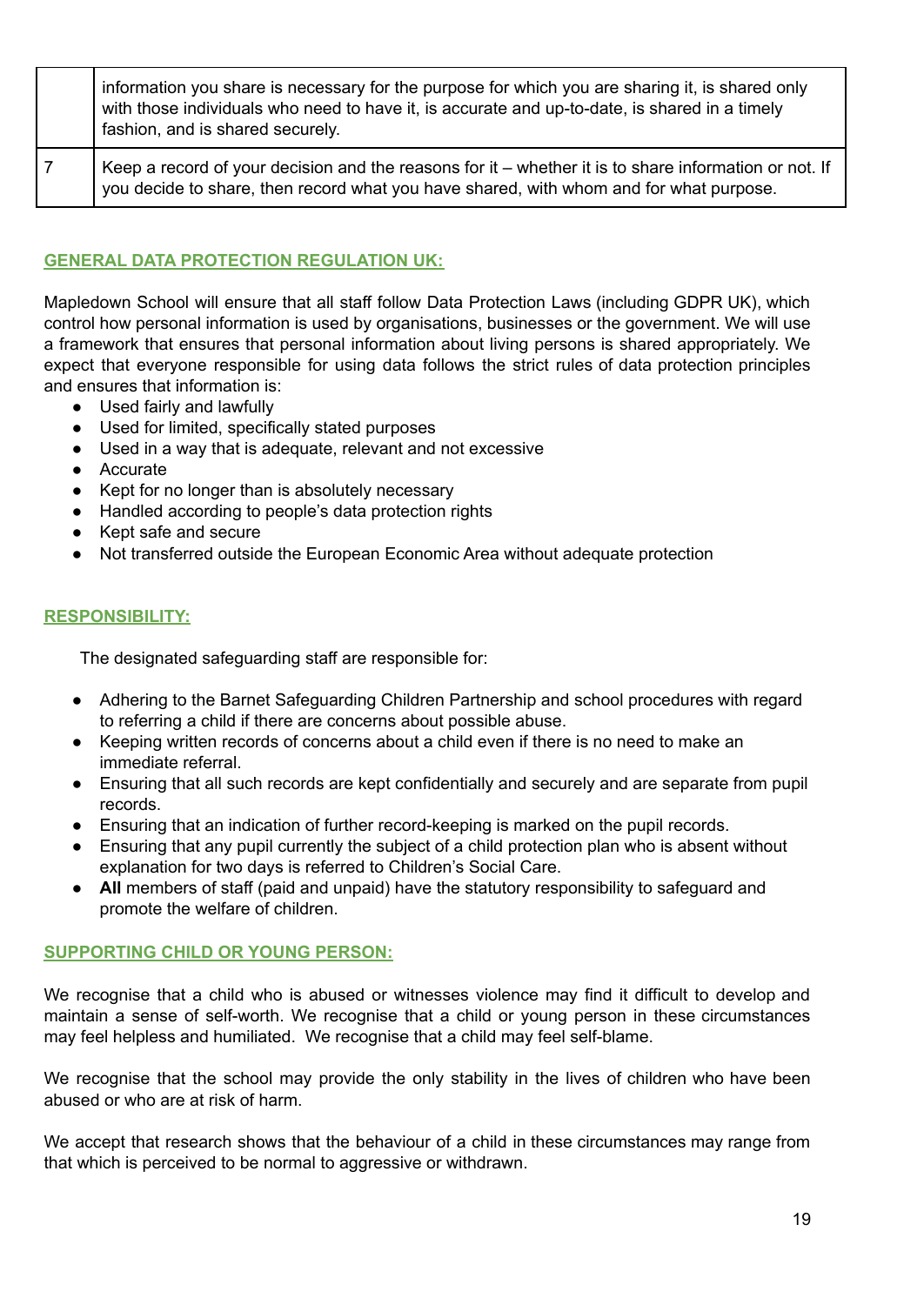|  | information you share is necessary for the purpose for which you are sharing it, is shared only with those individuals who need to have it, is accurate and up-to-date, is shared in a timely fashion, and is shared securely. |
| --- | --- |
| 7 | Keep a record of your decision and the reasons for it – whether it is to share information or not. If you decide to share, then record what you have shared, with whom and for what purpose. |

## GENERAL DATA PROTECTION REGULATION UK:

Mapledown School will ensure that all staff follow Data Protection Laws (including GDPR UK), which control how personal information is used by organisations, businesses or the government. We will use a framework that ensures that personal information about living persons is shared appropriately. We expect that everyone responsible for using data follows the strict rules of data protection principles and ensures that information is:

- Used fairly and lawfully
- Used for limited, specifically stated purposes
- Used in a way that is adequate, relevant and not excessive
- Accurate
- Kept for no longer than is absolutely necessary
- Handled according to people's data protection rights
- Kept safe and secure
- Not transferred outside the European Economic Area without adequate protection

## RESPONSIBILITY:

The designated safeguarding staff are responsible for:

- Adhering to the Barnet Safeguarding Children Partnership and school procedures with regard to referring a child if there are concerns about possible abuse.
- Keeping written records of concerns about a child even if there is no need to make an immediate referral.
- Ensuring that all such records are kept confidentially and securely and are separate from pupil records.
- Ensuring that an indication of further record-keeping is marked on the pupil records.
- Ensuring that any pupil currently the subject of a child protection plan who is absent without explanation for two days is referred to Children's Social Care.
- **All** members of staff (paid and unpaid) have the statutory responsibility to safeguard and promote the welfare of children.

## SUPPORTING CHILD OR YOUNG PERSON:

We recognise that a child who is abused or witnesses violence may find it difficult to develop and maintain a sense of self-worth. We recognise that a child or young person in these circumstances may feel helpless and humiliated. We recognise that a child may feel self-blame.

We recognise that the school may provide the only stability in the lives of children who have been abused or who are at risk of harm.

We accept that research shows that the behaviour of a child in these circumstances may range from that which is perceived to be normal to aggressive or withdrawn.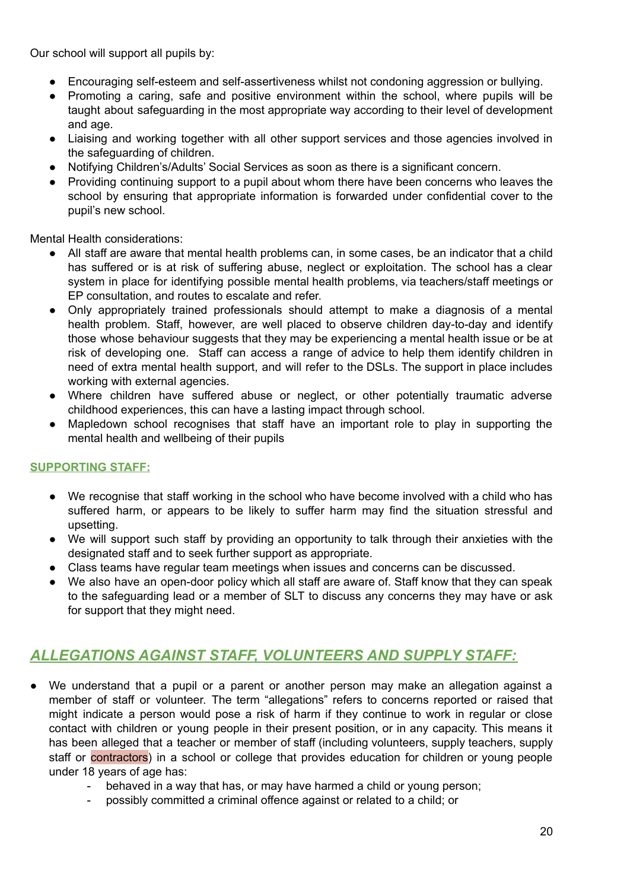Our school will support all pupils by:

- Encouraging self-esteem and self-assertiveness whilst not condoning aggression or bullying.
- Promoting a caring, safe and positive environment within the school, where pupils will be taught about safeguarding in the most appropriate way according to their level of development and age.
- Liaising and working together with all other support services and those agencies involved in the safeguarding of children.
- Notifying Children's/Adults' Social Services as soon as there is a significant concern.
- Providing continuing support to a pupil about whom there have been concerns who leaves the school by ensuring that appropriate information is forwarded under confidential cover to the pupil's new school.

Mental Health considerations:

- All staff are aware that mental health problems can, in some cases, be an indicator that a child has suffered or is at risk of suffering abuse, neglect or exploitation. The school has a clear system in place for identifying possible mental health problems, via teachers/staff meetings or EP consultation, and routes to escalate and refer.
- Only appropriately trained professionals should attempt to make a diagnosis of a mental health problem. Staff, however, are well placed to observe children day-to-day and identify those whose behaviour suggests that they may be experiencing a mental health issue or be at risk of developing one. Staff can access a range of advice to help them identify children in need of extra mental health support, and will refer to the DSLs. The support in place includes working with external agencies.
- Where children have suffered abuse or neglect, or other potentially traumatic adverse childhood experiences, this can have a lasting impact through school.
- Mapledown school recognises that staff have an important role to play in supporting the mental health and wellbeing of their pupils

**SUPPORTING STAFF:**

- We recognise that staff working in the school who have become involved with a child who has suffered harm, or appears to be likely to suffer harm may find the situation stressful and upsetting.
- We will support such staff by providing an opportunity to talk through their anxieties with the designated staff and to seek further support as appropriate.
- Class teams have regular team meetings when issues and concerns can be discussed.
- We also have an open-door policy which all staff are aware of. Staff know that they can speak to the safeguarding lead or a member of SLT to discuss any concerns they may have or ask for support that they might need.

## *ALLEGATIONS AGAINST STAFF, VOLUNTEERS AND SUPPLY STAFF:*

- We understand that a pupil or a parent or another person may make an allegation against a member of staff or volunteer. The term "allegations" refers to concerns reported or raised that might indicate a person would pose a risk of harm if they continue to work in regular or close contact with children or young people in their present position, or in any capacity. This means it has been alleged that a teacher or member of staff (including volunteers, supply teachers, supply staff or contractors) in a school or college that provides education for children or young people under 18 years of age has:
    - behaved in a way that has, or may have harmed a child or young person;
    - possibly committed a criminal offence against or related to a child; or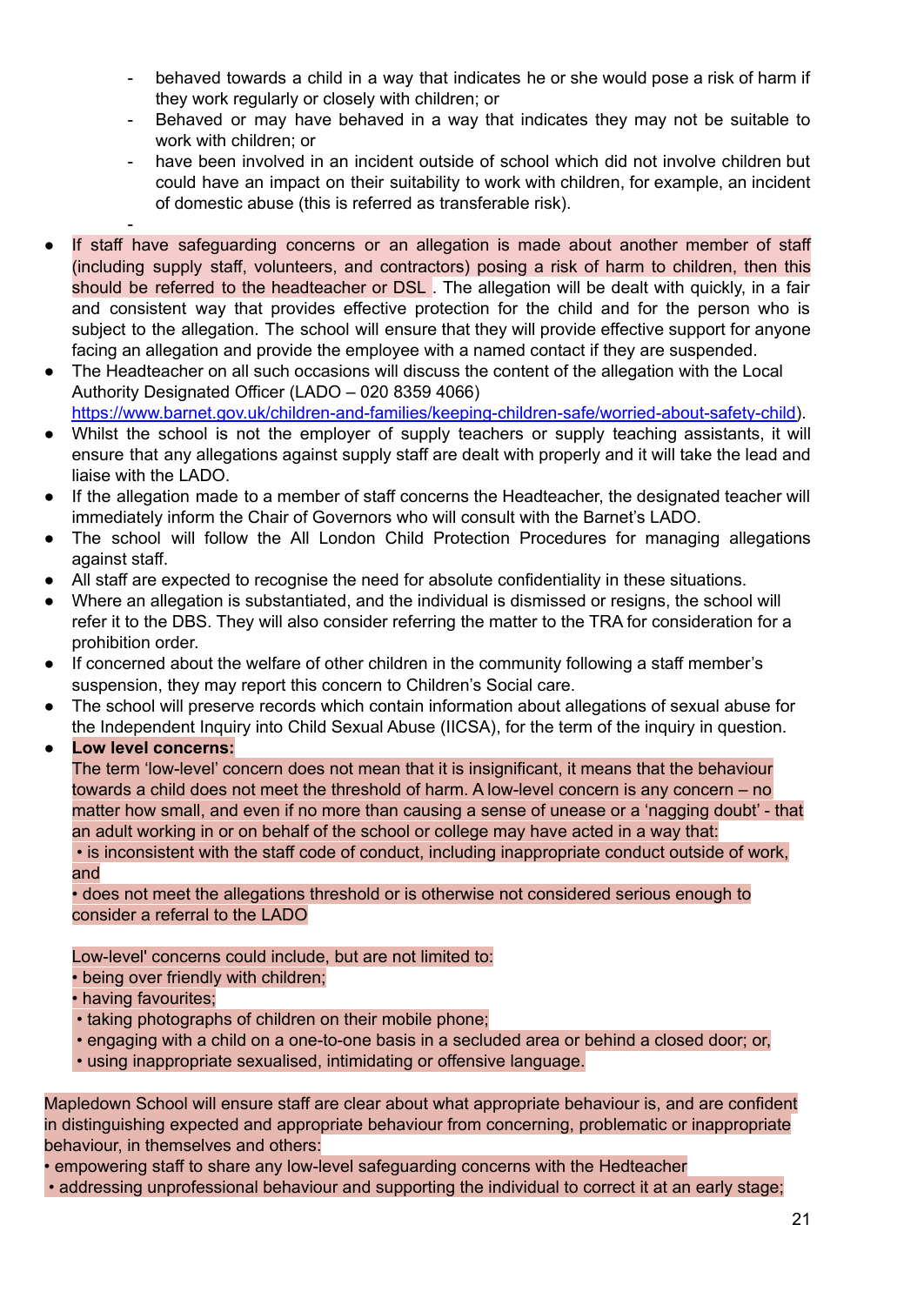- behaved towards a child in a way that indicates he or she would pose a risk of harm if they work regularly or closely with children; or
- Behaved or may have behaved in a way that indicates they may not be suitable to work with children; or
- have been involved in an incident outside of school which did not involve children but could have an impact on their suitability to work with children, for example, an incident of domestic abuse (this is referred as transferable risk).
-

- If staff have safeguarding concerns or an allegation is made about another member of staff (including supply staff, volunteers, and contractors) posing a risk of harm to children, then this should be referred to the headteacher or DSL . The allegation will be dealt with quickly, in a fair and consistent way that provides effective protection for the child and for the person who is subject to the allegation. The school will ensure that they will provide effective support for anyone facing an allegation and provide the employee with a named contact if they are suspended.
- The Headteacher on all such occasions will discuss the content of the allegation with the Local Authority Designated Officer (LADO – 020 8359 4066) https://www.barnet.gov.uk/children-and-families/keeping-children-safe/worried-about-safety-child).
- Whilst the school is not the employer of supply teachers or supply teaching assistants, it will ensure that any allegations against supply staff are dealt with properly and it will take the lead and liaise with the LADO.
- If the allegation made to a member of staff concerns the Headteacher, the designated teacher will immediately inform the Chair of Governors who will consult with the Barnet's LADO.
- The school will follow the All London Child Protection Procedures for managing allegations against staff.
- All staff are expected to recognise the need for absolute confidentiality in these situations.
- Where an allegation is substantiated, and the individual is dismissed or resigns, the school will refer it to the DBS. They will also consider referring the matter to the TRA for consideration for a prohibition order.
- If concerned about the welfare of other children in the community following a staff member's suspension, they may report this concern to Children's Social care.
- The school will preserve records which contain information about allegations of sexual abuse for the Independent Inquiry into Child Sexual Abuse (IICSA), for the term of the inquiry in question.
- **Low level concerns:**
  The term 'low-level' concern does not mean that it is insignificant, it means that the behaviour towards a child does not meet the threshold of harm. A low-level concern is any concern – no matter how small, and even if no more than causing a sense of unease or a 'nagging doubt' - that an adult working in or on behalf of the school or college may have acted in a way that:
  • is inconsistent with the staff code of conduct, including inappropriate conduct outside of work, and
  • does not meet the allegations threshold or is otherwise not considered serious enough to consider a referral to the LADO

  Low-level' concerns could include, but are not limited to:
  • being over friendly with children;
  • having favourites;
  • taking photographs of children on their mobile phone;
  • engaging with a child on a one-to-one basis in a secluded area or behind a closed door; or,
  • using inappropriate sexualised, intimidating or offensive language.

Mapledown School will ensure staff are clear about what appropriate behaviour is, and are confident in distinguishing expected and appropriate behaviour from concerning, problematic or inappropriate behaviour, in themselves and others:
• empowering staff to share any low-level safeguarding concerns with the Hedteacher
• addressing unprofessional behaviour and supporting the individual to correct it at an early stage;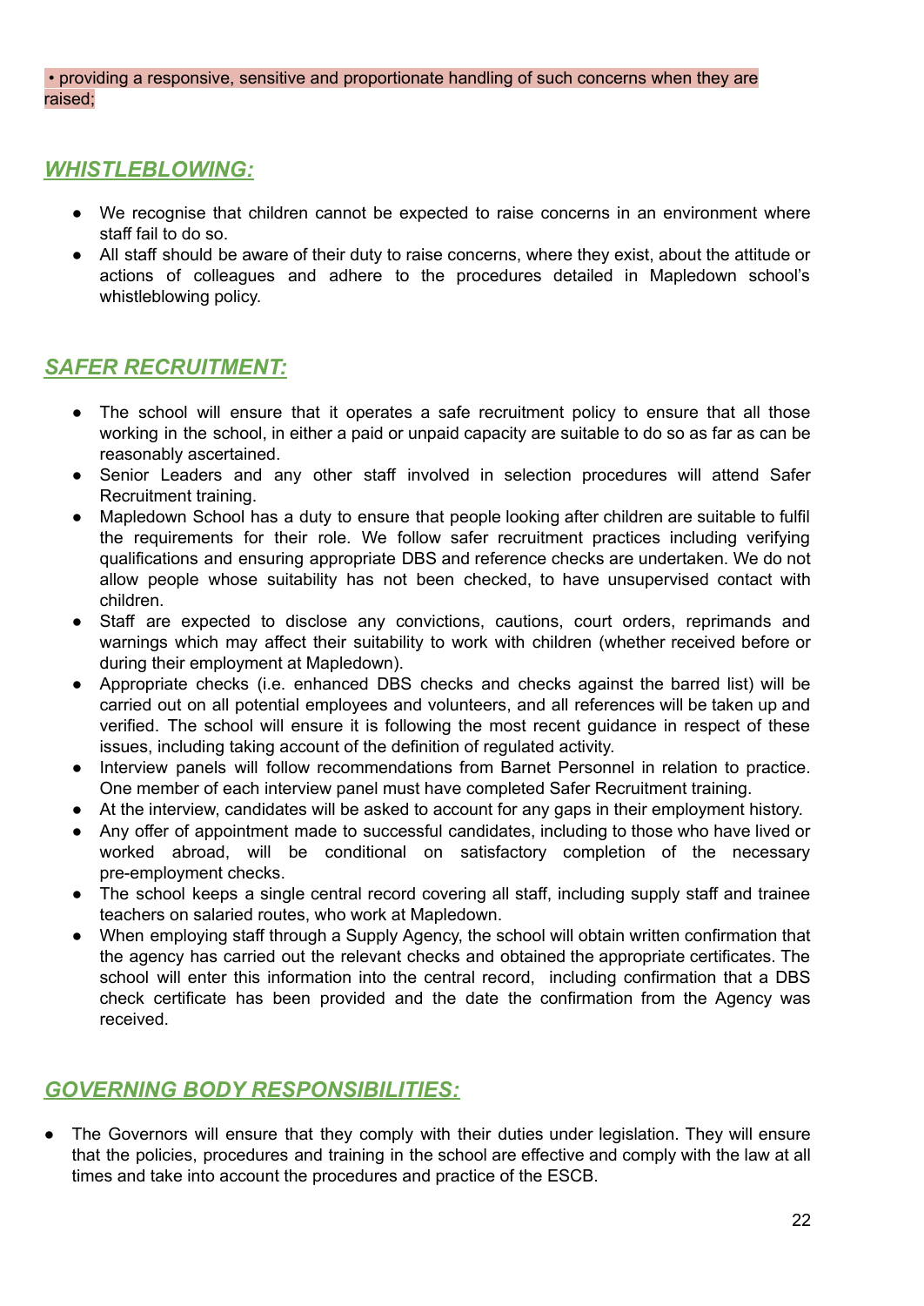• providing a responsive, sensitive and proportionate handling of such concerns when they are raised;

## ***WHISTLEBLOWING:***

- We recognise that children cannot be expected to raise concerns in an environment where staff fail to do so.
- All staff should be aware of their duty to raise concerns, where they exist, about the attitude or actions of colleagues and adhere to the procedures detailed in Mapledown school's whistleblowing policy.

## ***SAFER RECRUITMENT:***

- The school will ensure that it operates a safe recruitment policy to ensure that all those working in the school, in either a paid or unpaid capacity are suitable to do so as far as can be reasonably ascertained.
- Senior Leaders and any other staff involved in selection procedures will attend Safer Recruitment training.
- Mapledown School has a duty to ensure that people looking after children are suitable to fulfil the requirements for their role. We follow safer recruitment practices including verifying qualifications and ensuring appropriate DBS and reference checks are undertaken. We do not allow people whose suitability has not been checked, to have unsupervised contact with children.
- Staff are expected to disclose any convictions, cautions, court orders, reprimands and warnings which may affect their suitability to work with children (whether received before or during their employment at Mapledown).
- Appropriate checks (i.e. enhanced DBS checks and checks against the barred list) will be carried out on all potential employees and volunteers, and all references will be taken up and verified. The school will ensure it is following the most recent guidance in respect of these issues, including taking account of the definition of regulated activity.
- Interview panels will follow recommendations from Barnet Personnel in relation to practice. One member of each interview panel must have completed Safer Recruitment training.
- At the interview, candidates will be asked to account for any gaps in their employment history.
- Any offer of appointment made to successful candidates, including to those who have lived or worked abroad, will be conditional on satisfactory completion of the necessary pre-employment checks.
- The school keeps a single central record covering all staff, including supply staff and trainee teachers on salaried routes, who work at Mapledown.
- When employing staff through a Supply Agency, the school will obtain written confirmation that the agency has carried out the relevant checks and obtained the appropriate certificates. The school will enter this information into the central record, including confirmation that a DBS check certificate has been provided and the date the confirmation from the Agency was received.

## ***GOVERNING BODY RESPONSIBILITIES:***

- The Governors will ensure that they comply with their duties under legislation. They will ensure that the policies, procedures and training in the school are effective and comply with the law at all times and take into account the procedures and practice of the ESCB.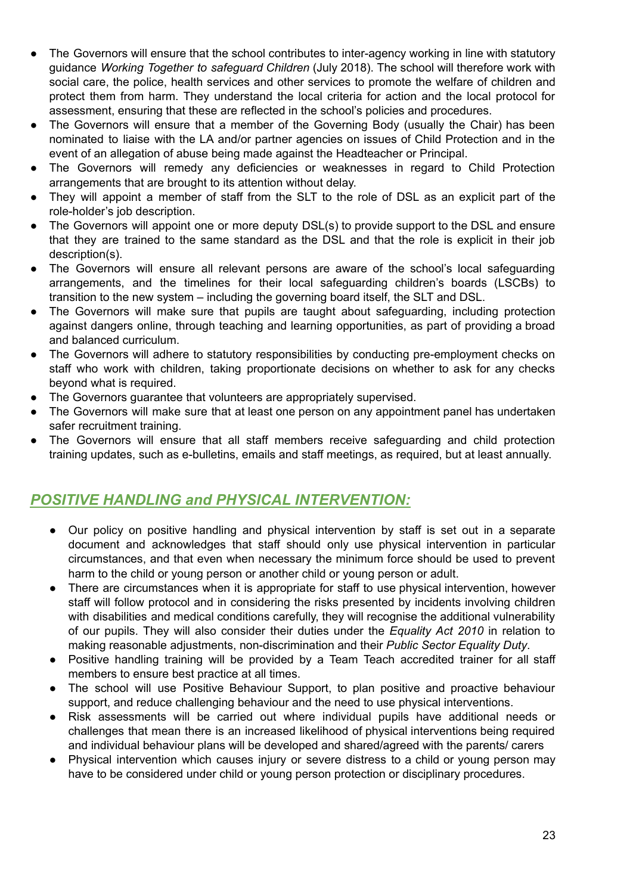- The Governors will ensure that the school contributes to inter-agency working in line with statutory guidance *Working Together to safeguard Children* (July 2018). The school will therefore work with social care, the police, health services and other services to promote the welfare of children and protect them from harm. They understand the local criteria for action and the local protocol for assessment, ensuring that these are reflected in the school's policies and procedures.
- The Governors will ensure that a member of the Governing Body (usually the Chair) has been nominated to liaise with the LA and/or partner agencies on issues of Child Protection and in the event of an allegation of abuse being made against the Headteacher or Principal.
- The Governors will remedy any deficiencies or weaknesses in regard to Child Protection arrangements that are brought to its attention without delay.
- They will appoint a member of staff from the SLT to the role of DSL as an explicit part of the role-holder's job description.
- The Governors will appoint one or more deputy DSL(s) to provide support to the DSL and ensure that they are trained to the same standard as the DSL and that the role is explicit in their job description(s).
- The Governors will ensure all relevant persons are aware of the school's local safeguarding arrangements, and the timelines for their local safeguarding children's boards (LSCBs) to transition to the new system – including the governing board itself, the SLT and DSL.
- The Governors will make sure that pupils are taught about safeguarding, including protection against dangers online, through teaching and learning opportunities, as part of providing a broad and balanced curriculum.
- The Governors will adhere to statutory responsibilities by conducting pre-employment checks on staff who work with children, taking proportionate decisions on whether to ask for any checks beyond what is required.
- The Governors guarantee that volunteers are appropriately supervised.
- The Governors will make sure that at least one person on any appointment panel has undertaken safer recruitment training.
- The Governors will ensure that all staff members receive safeguarding and child protection training updates, such as e-bulletins, emails and staff meetings, as required, but at least annually.

## *POSITIVE HANDLING and PHYSICAL INTERVENTION:*

- Our policy on positive handling and physical intervention by staff is set out in a separate document and acknowledges that staff should only use physical intervention in particular circumstances, and that even when necessary the minimum force should be used to prevent harm to the child or young person or another child or young person or adult.
- There are circumstances when it is appropriate for staff to use physical intervention, however staff will follow protocol and in considering the risks presented by incidents involving children with disabilities and medical conditions carefully, they will recognise the additional vulnerability of our pupils. They will also consider their duties under the *Equality Act 2010* in relation to making reasonable adjustments, non-discrimination and their *Public Sector Equality Duty*.
- Positive handling training will be provided by a Team Teach accredited trainer for all staff members to ensure best practice at all times.
- The school will use Positive Behaviour Support, to plan positive and proactive behaviour support, and reduce challenging behaviour and the need to use physical interventions.
- Risk assessments will be carried out where individual pupils have additional needs or challenges that mean there is an increased likelihood of physical interventions being required and individual behaviour plans will be developed and shared/agreed with the parents/ carers
- Physical intervention which causes injury or severe distress to a child or young person may have to be considered under child or young person protection or disciplinary procedures.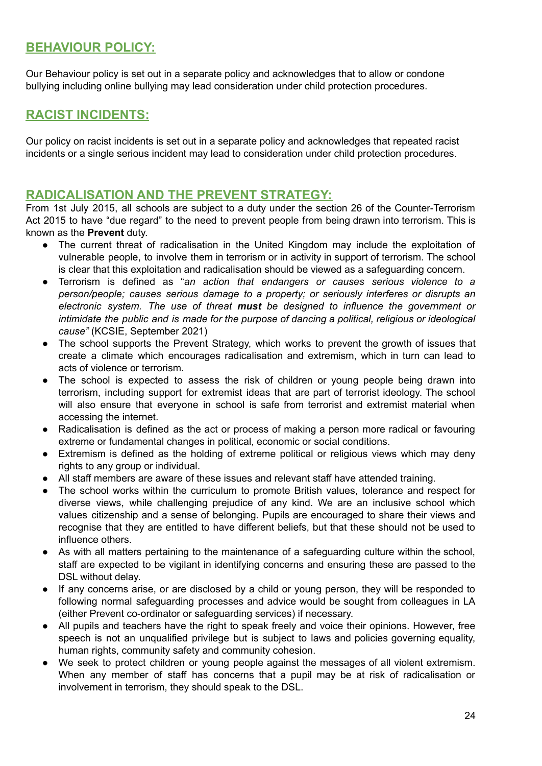## BEHAVIOUR POLICY:

Our Behaviour policy is set out in a separate policy and acknowledges that to allow or condone bullying including online bullying may lead consideration under child protection procedures.

## RACIST INCIDENTS:

Our policy on racist incidents is set out in a separate policy and acknowledges that repeated racist incidents or a single serious incident may lead to consideration under child protection procedures.

## RADICALISATION AND THE PREVENT STRATEGY:

From 1st July 2015, all schools are subject to a duty under the section 26 of the Counter-Terrorism Act 2015 to have "due regard" to the need to prevent people from being drawn into terrorism. This is known as the **Prevent** duty.

- The current threat of radicalisation in the United Kingdom may include the exploitation of vulnerable people, to involve them in terrorism or in activity in support of terrorism. The school is clear that this exploitation and radicalisation should be viewed as a safeguarding concern.
- Terrorism is defined as "*an action that endangers or causes serious violence to a person/people; causes serious damage to a property; or seriously interferes or disrupts an electronic system. The use of threat **must** be designed to influence the government or intimidate the public and is made for the purpose of dancing a political, religious or ideological cause"* (KCSIE, September 2021)
- The school supports the Prevent Strategy, which works to prevent the growth of issues that create a climate which encourages radicalisation and extremism, which in turn can lead to acts of violence or terrorism.
- The school is expected to assess the risk of children or young people being drawn into terrorism, including support for extremist ideas that are part of terrorist ideology. The school will also ensure that everyone in school is safe from terrorist and extremist material when accessing the internet.
- Radicalisation is defined as the act or process of making a person more radical or favouring extreme or fundamental changes in political, economic or social conditions.
- Extremism is defined as the holding of extreme political or religious views which may deny rights to any group or individual.
- All staff members are aware of these issues and relevant staff have attended training.
- The school works within the curriculum to promote British values, tolerance and respect for diverse views, while challenging prejudice of any kind. We are an inclusive school which values citizenship and a sense of belonging. Pupils are encouraged to share their views and recognise that they are entitled to have different beliefs, but that these should not be used to influence others.
- As with all matters pertaining to the maintenance of a safeguarding culture within the school, staff are expected to be vigilant in identifying concerns and ensuring these are passed to the DSL without delay.
- If any concerns arise, or are disclosed by a child or young person, they will be responded to following normal safeguarding processes and advice would be sought from colleagues in LA (either Prevent co-ordinator or safeguarding services) if necessary.
- All pupils and teachers have the right to speak freely and voice their opinions. However, free speech is not an unqualified privilege but is subject to laws and policies governing equality, human rights, community safety and community cohesion.
- We seek to protect children or young people against the messages of all violent extremism. When any member of staff has concerns that a pupil may be at risk of radicalisation or involvement in terrorism, they should speak to the DSL.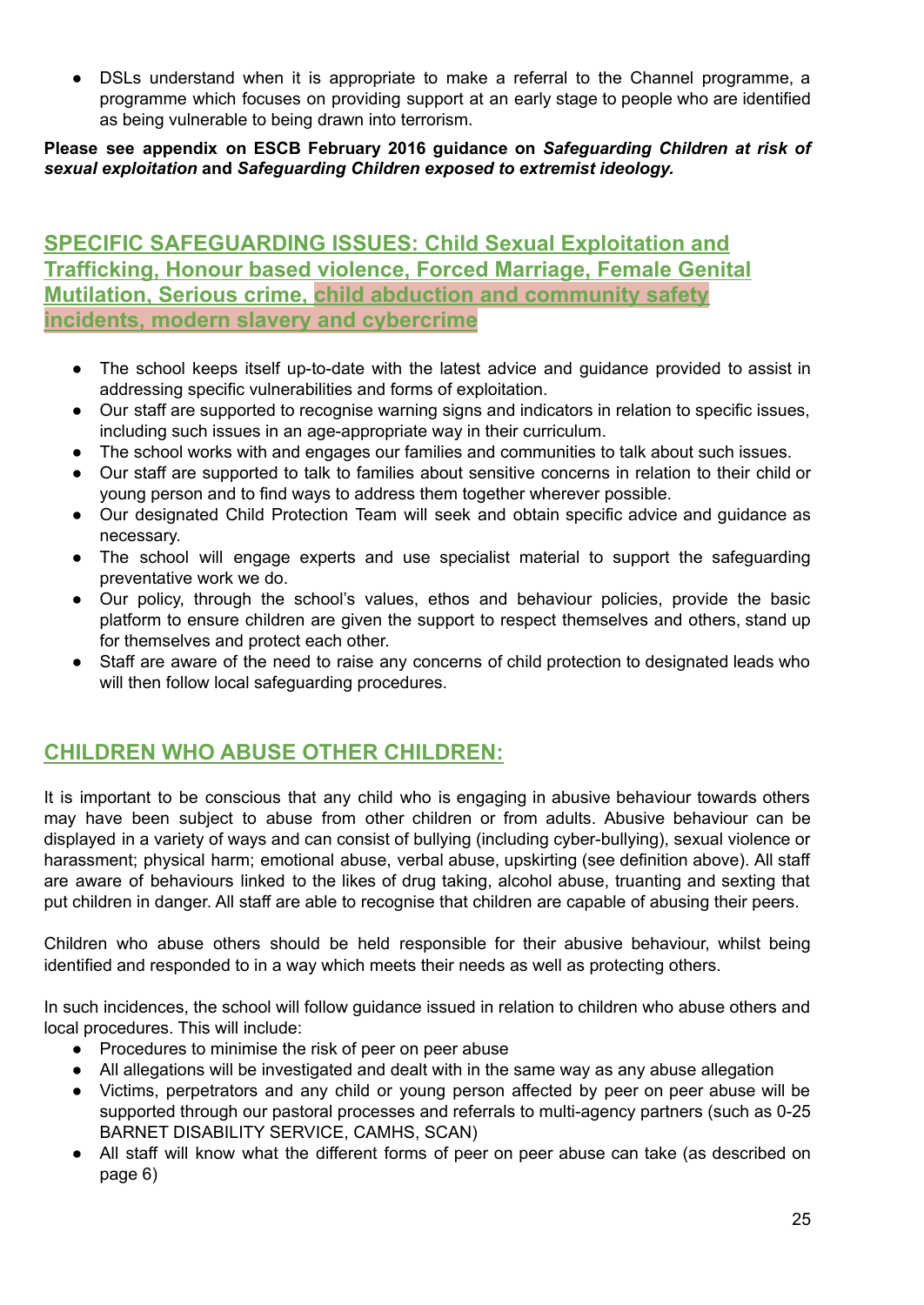- DSLs understand when it is appropriate to make a referral to the Channel programme, a programme which focuses on providing support at an early stage to people who are identified as being vulnerable to being drawn into terrorism.

**Please see appendix on ESCB February 2016 guidance on *Safeguarding Children at risk of sexual exploitation* and *Safeguarding Children exposed to extremist ideology.***

## SPECIFIC SAFEGUARDING ISSUES: Child Sexual Exploitation and Trafficking, Honour based violence, Forced Marriage, Female Genital Mutilation, Serious crime, child abduction and community safety incidents, modern slavery and cybercrime

- The school keeps itself up-to-date with the latest advice and guidance provided to assist in addressing specific vulnerabilities and forms of exploitation.
- Our staff are supported to recognise warning signs and indicators in relation to specific issues, including such issues in an age-appropriate way in their curriculum.
- The school works with and engages our families and communities to talk about such issues.
- Our staff are supported to talk to families about sensitive concerns in relation to their child or young person and to find ways to address them together wherever possible.
- Our designated Child Protection Team will seek and obtain specific advice and guidance as necessary.
- The school will engage experts and use specialist material to support the safeguarding preventative work we do.
- Our policy, through the school's values, ethos and behaviour policies, provide the basic platform to ensure children are given the support to respect themselves and others, stand up for themselves and protect each other.
- Staff are aware of the need to raise any concerns of child protection to designated leads who will then follow local safeguarding procedures.

## CHILDREN WHO ABUSE OTHER CHILDREN:

It is important to be conscious that any child who is engaging in abusive behaviour towards others may have been subject to abuse from other children or from adults. Abusive behaviour can be displayed in a variety of ways and can consist of bullying (including cyber-bullying), sexual violence or harassment; physical harm; emotional abuse, verbal abuse, upskirting (see definition above). All staff are aware of behaviours linked to the likes of drug taking, alcohol abuse, truanting and sexting that put children in danger. All staff are able to recognise that children are capable of abusing their peers.

Children who abuse others should be held responsible for their abusive behaviour, whilst being identified and responded to in a way which meets their needs as well as protecting others.

In such incidences, the school will follow guidance issued in relation to children who abuse others and local procedures. This will include:

- Procedures to minimise the risk of peer on peer abuse
- All allegations will be investigated and dealt with in the same way as any abuse allegation
- Victims, perpetrators and any child or young person affected by peer on peer abuse will be supported through our pastoral processes and referrals to multi-agency partners (such as 0-25 BARNET DISABILITY SERVICE, CAMHS, SCAN)
- All staff will know what the different forms of peer on peer abuse can take (as described on page 6)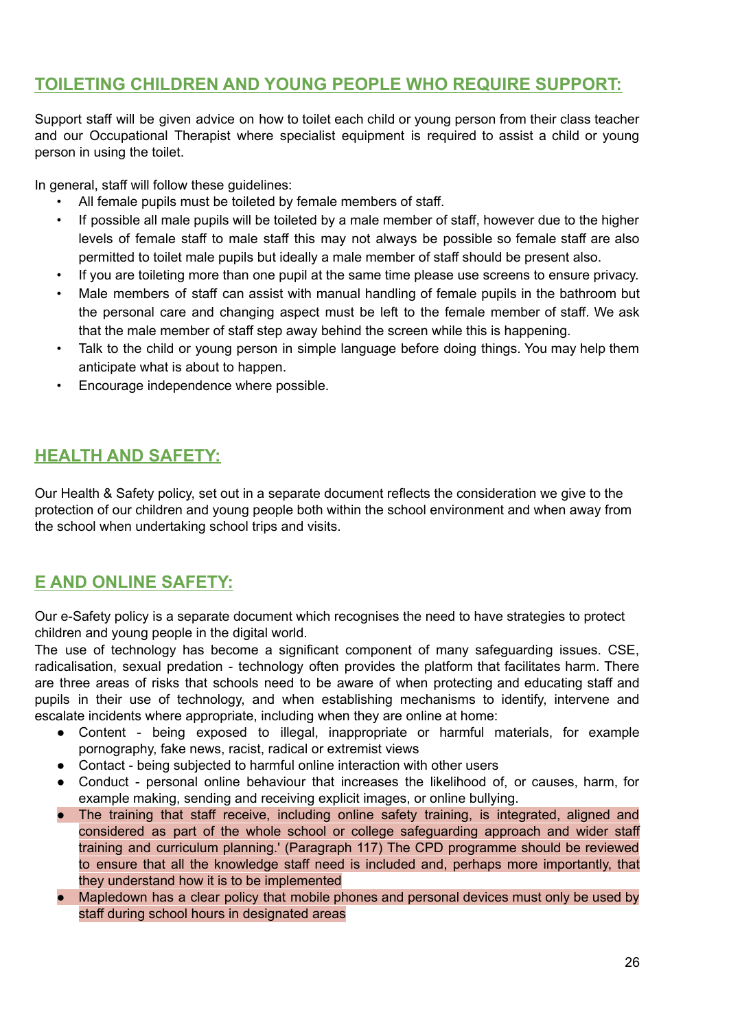## TOILETING CHILDREN AND YOUNG PEOPLE WHO REQUIRE SUPPORT:

Support staff will be given advice on how to toilet each child or young person from their class teacher and our Occupational Therapist where specialist equipment is required to assist a child or young person in using the toilet.

In general, staff will follow these guidelines:

- All female pupils must be toileted by female members of staff.
- If possible all male pupils will be toileted by a male member of staff, however due to the higher levels of female staff to male staff this may not always be possible so female staff are also permitted to toilet male pupils but ideally a male member of staff should be present also.
- If you are toileting more than one pupil at the same time please use screens to ensure privacy.
- Male members of staff can assist with manual handling of female pupils in the bathroom but the personal care and changing aspect must be left to the female member of staff. We ask that the male member of staff step away behind the screen while this is happening.
- Talk to the child or young person in simple language before doing things. You may help them anticipate what is about to happen.
- Encourage independence where possible.

## HEALTH AND SAFETY:

Our Health & Safety policy, set out in a separate document reflects the consideration we give to the protection of our children and young people both within the school environment and when away from the school when undertaking school trips and visits.

## E AND ONLINE SAFETY:

Our e-Safety policy is a separate document which recognises the need to have strategies to protect children and young people in the digital world.
The use of technology has become a significant component of many safeguarding issues. CSE, radicalisation, sexual predation - technology often provides the platform that facilitates harm. There are three areas of risks that schools need to be aware of when protecting and educating staff and pupils in their use of technology, and when establishing mechanisms to identify, intervene and escalate incidents where appropriate, including when they are online at home:

- Content - being exposed to illegal, inappropriate or harmful materials, for example pornography, fake news, racist, radical or extremist views
- Contact - being subjected to harmful online interaction with other users
- Conduct - personal online behaviour that increases the likelihood of, or causes, harm, for example making, sending and receiving explicit images, or online bullying.
- The training that staff receive, including online safety training, is integrated, aligned and considered as part of the whole school or college safeguarding approach and wider staff training and curriculum planning.' (Paragraph 117) The CPD programme should be reviewed to ensure that all the knowledge staff need is included and, perhaps more importantly, that they understand how it is to be implemented
- Mapledown has a clear policy that mobile phones and personal devices must only be used by staff during school hours in designated areas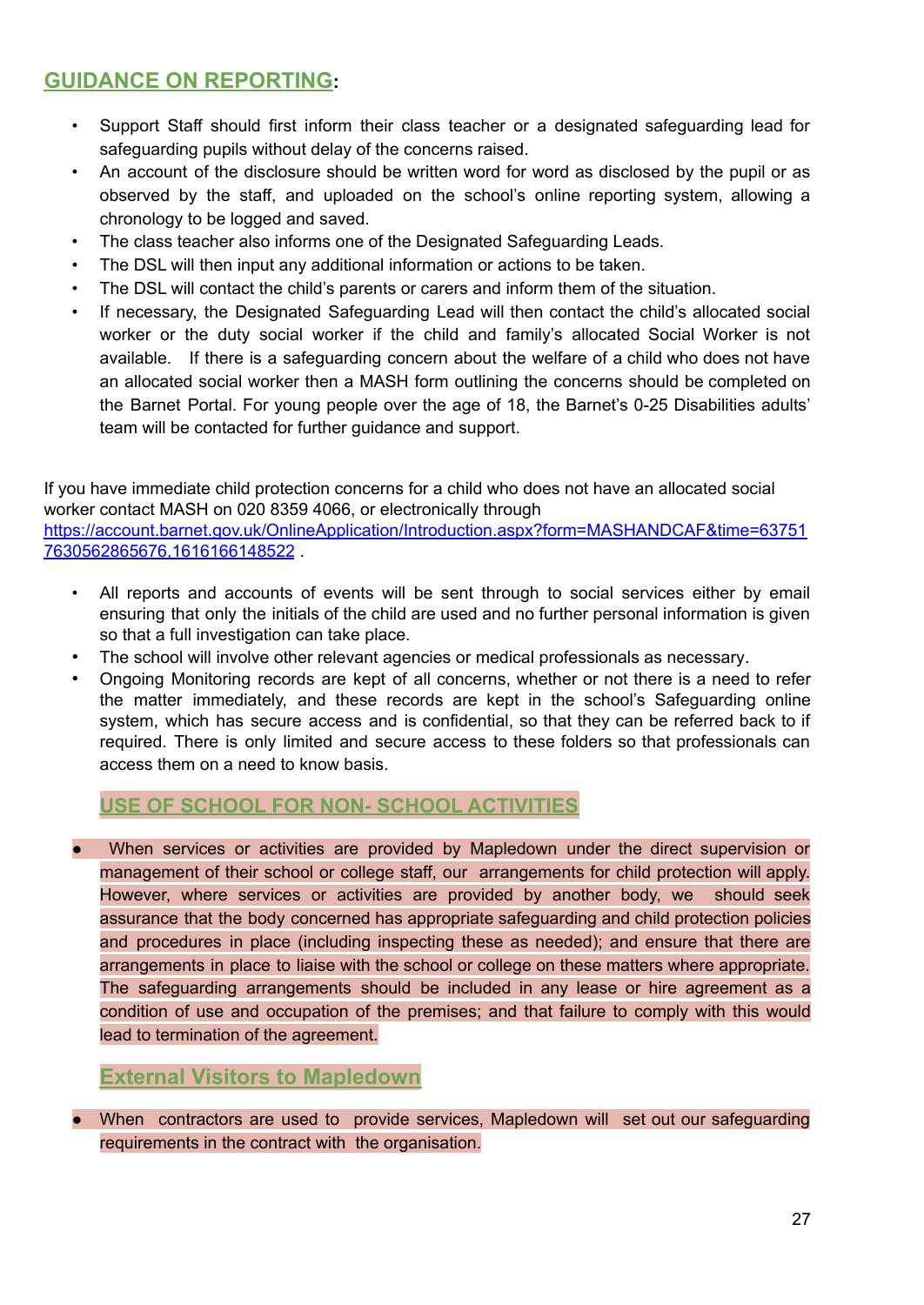## GUIDANCE ON REPORTING:

- Support Staff should first inform their class teacher or a designated safeguarding lead for safeguarding pupils without delay of the concerns raised.
- An account of the disclosure should be written word for word as disclosed by the pupil or as observed by the staff, and uploaded on the school's online reporting system, allowing a chronology to be logged and saved.
- The class teacher also informs one of the Designated Safeguarding Leads.
- The DSL will then input any additional information or actions to be taken.
- The DSL will contact the child's parents or carers and inform them of the situation.
- If necessary, the Designated Safeguarding Lead will then contact the child's allocated social worker or the duty social worker if the child and family's allocated Social Worker is not available. If there is a safeguarding concern about the welfare of a child who does not have an allocated social worker then a MASH form outlining the concerns should be completed on the Barnet Portal. For young people over the age of 18, the Barnet's 0-25 Disabilities adults' team will be contacted for further guidance and support.

If you have immediate child protection concerns for a child who does not have an allocated social worker contact MASH on 020 8359 4066, or electronically through [https://account.barnet.gov.uk/OnlineApplication/Introduction.aspx?form=MASHANDCAF&time=637517630562865676,1616166148522](https://account.barnet.gov.uk/OnlineApplication/Introduction.aspx?form=MASHANDCAF&time=637517630562865676,1616166148522) .

- All reports and accounts of events will be sent through to social services either by email ensuring that only the initials of the child are used and no further personal information is given so that a full investigation can take place.
- The school will involve other relevant agencies or medical professionals as necessary.
- Ongoing Monitoring records are kept of all concerns, whether or not there is a need to refer the matter immediately, and these records are kept in the school's Safeguarding online system, which has secure access and is confidential, so that they can be referred back to if required. There is only limited and secure access to these folders so that professionals can access them on a need to know basis.

## USE OF SCHOOL FOR NON- SCHOOL ACTIVITIES

- When services or activities are provided by Mapledown under the direct supervision or management of their school or college staff, our arrangements for child protection will apply. However, where services or activities are provided by another body, we should seek assurance that the body concerned has appropriate safeguarding and child protection policies and procedures in place (including inspecting these as needed); and ensure that there are arrangements in place to liaise with the school or college on these matters where appropriate. The safeguarding arrangements should be included in any lease or hire agreement as a condition of use and occupation of the premises; and that failure to comply with this would lead to termination of the agreement.

## External Visitors to Mapledown

- When contractors are used to provide services, Mapledown will set out our safeguarding requirements in the contract with the organisation.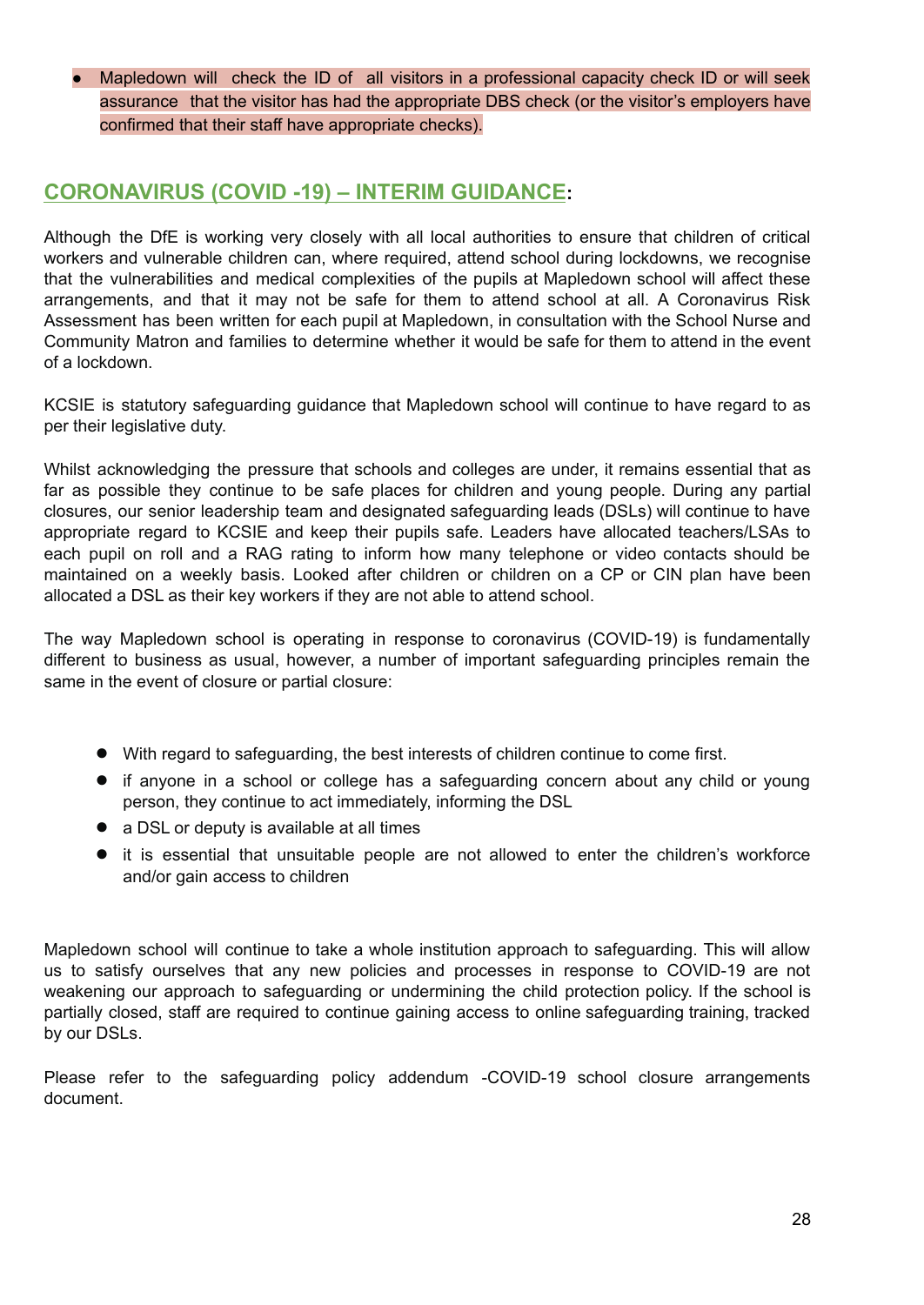- Mapledown will  check the ID of  all visitors in a professional capacity check ID or will seek assurance  that the visitor has had the appropriate DBS check (or the visitor's employers have confirmed that their staff have appropriate checks).

## CORONAVIRUS (COVID -19) – INTERIM GUIDANCE:

Although the DfE is working very closely with all local authorities to ensure that children of critical workers and vulnerable children can, where required, attend school during lockdowns, we recognise that the vulnerabilities and medical complexities of the pupils at Mapledown school will affect these arrangements, and that it may not be safe for them to attend school at all. A Coronavirus Risk Assessment has been written for each pupil at Mapledown, in consultation with the School Nurse and Community Matron and families to determine whether it would be safe for them to attend in the event of a lockdown.

KCSIE is statutory safeguarding guidance that Mapledown school will continue to have regard to as per their legislative duty.

Whilst acknowledging the pressure that schools and colleges are under, it remains essential that as far as possible they continue to be safe places for children and young people. During any partial closures, our senior leadership team and designated safeguarding leads (DSLs) will continue to have appropriate regard to KCSIE and keep their pupils safe. Leaders have allocated teachers/LSAs to each pupil on roll and a RAG rating to inform how many telephone or video contacts should be maintained on a weekly basis. Looked after children or children on a CP or CIN plan have been allocated a DSL as their key workers if they are not able to attend school.

The way Mapledown school is operating in response to coronavirus (COVID-19) is fundamentally different to business as usual, however, a number of important safeguarding principles remain the same in the event of closure or partial closure:

- With regard to safeguarding, the best interests of children continue to come first.
- if anyone in a school or college has a safeguarding concern about any child or young person, they continue to act immediately, informing the DSL
- a DSL or deputy is available at all times
- it is essential that unsuitable people are not allowed to enter the children's workforce and/or gain access to children

Mapledown school will continue to take a whole institution approach to safeguarding. This will allow us to satisfy ourselves that any new policies and processes in response to COVID-19 are not weakening our approach to safeguarding or undermining the child protection policy. If the school is partially closed, staff are required to continue gaining access to online safeguarding training, tracked by our DSLs.

Please refer to the safeguarding policy addendum -COVID-19 school closure arrangements document.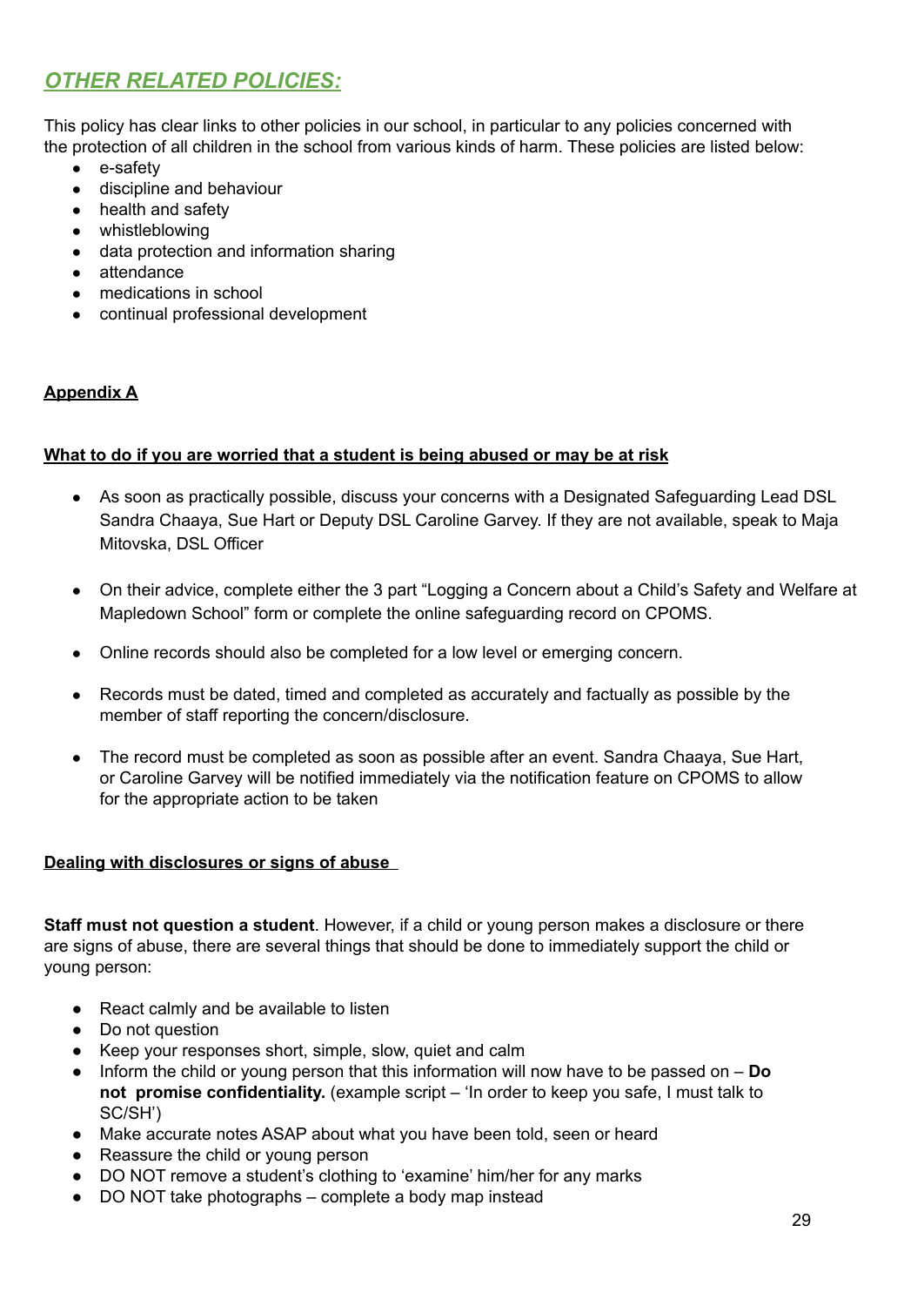## ***OTHER RELATED POLICIES:***

This policy has clear links to other policies in our school, in particular to any policies concerned with the protection of all children in the school from various kinds of harm. These policies are listed below:

- e-safety
- discipline and behaviour
- health and safety
- whistleblowing
- data protection and information sharing
- attendance
- medications in school
- continual professional development

### Appendix A

#### What to do if you are worried that a student is being abused or may be at risk

- As soon as practically possible, discuss your concerns with a Designated Safeguarding Lead DSL Sandra Chaaya, Sue Hart or Deputy DSL Caroline Garvey. If they are not available, speak to Maja Mitovska, DSL Officer
- On their advice, complete either the 3 part "Logging a Concern about a Child's Safety and Welfare at Mapledown School" form or complete the online safeguarding record on CPOMS.
- Online records should also be completed for a low level or emerging concern.
- Records must be dated, timed and completed as accurately and factually as possible by the member of staff reporting the concern/disclosure.
- The record must be completed as soon as possible after an event. Sandra Chaaya, Sue Hart, or Caroline Garvey will be notified immediately via the notification feature on CPOMS to allow for the appropriate action to be taken

#### Dealing with disclosures or signs of abuse

**Staff must not question a student**. However, if a child or young person makes a disclosure or there are signs of abuse, there are several things that should be done to immediately support the child or young person:

- React calmly and be available to listen
- Do not question
- Keep your responses short, simple, slow, quiet and calm
- Inform the child or young person that this information will now have to be passed on – **Do not promise confidentiality.** (example script – 'In order to keep you safe, I must talk to SC/SH')
- Make accurate notes ASAP about what you have been told, seen or heard
- Reassure the child or young person
- DO NOT remove a student's clothing to 'examine' him/her for any marks
- DO NOT take photographs – complete a body map instead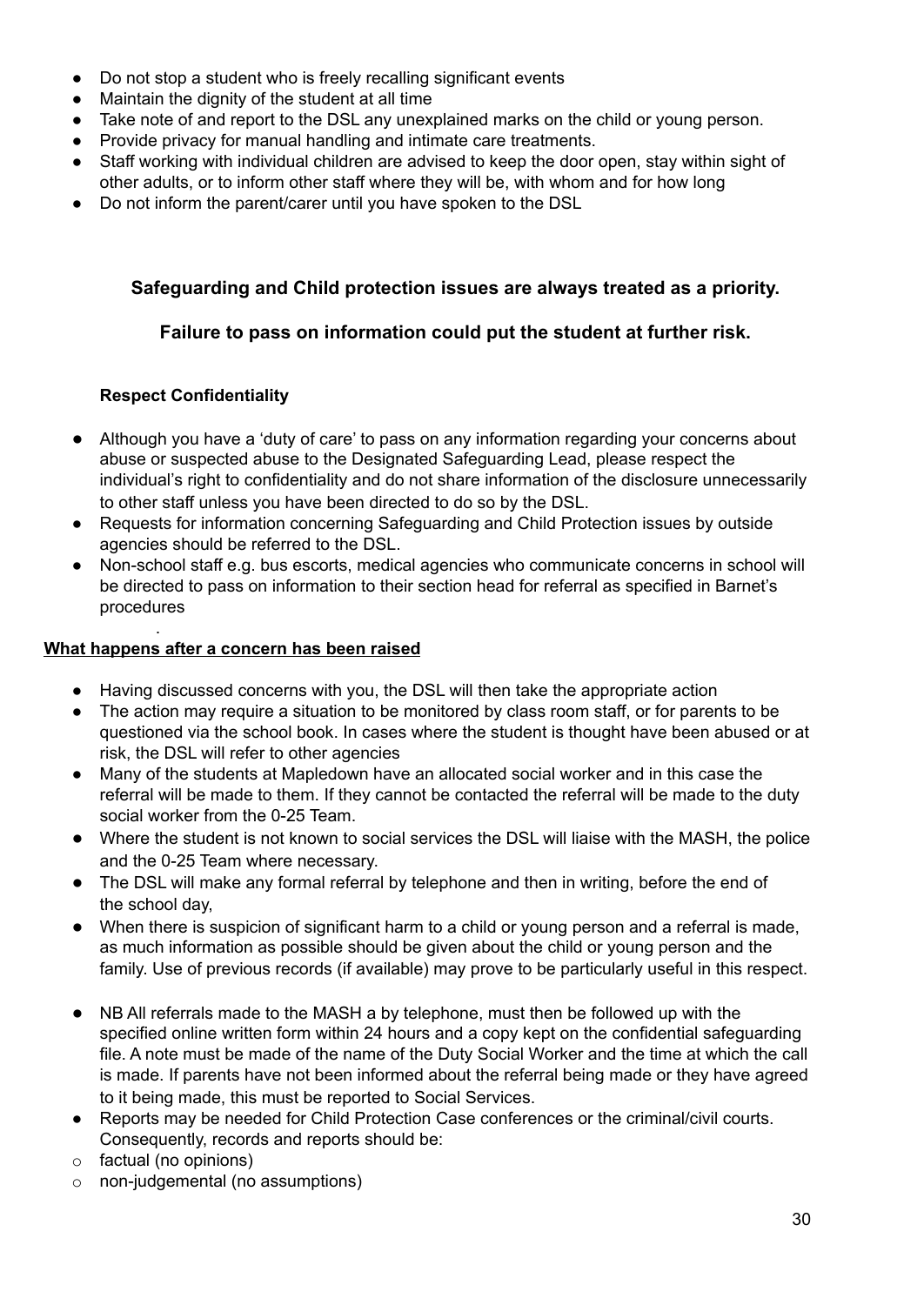- Do not stop a student who is freely recalling significant events
- Maintain the dignity of the student at all time
- Take note of and report to the DSL any unexplained marks on the child or young person.
- Provide privacy for manual handling and intimate care treatments.
- Staff working with individual children are advised to keep the door open, stay within sight of other adults, or to inform other staff where they will be, with whom and for how long
- Do not inform the parent/carer until you have spoken to the DSL

**Safeguarding and Child protection issues are always treated as a priority.**

**Failure to pass on information could put the student at further risk.**

**Respect Confidentiality**

- Although you have a 'duty of care' to pass on any information regarding your concerns about abuse or suspected abuse to the Designated Safeguarding Lead, please respect the individual's right to confidentiality and do not share information of the disclosure unnecessarily to other staff unless you have been directed to do so by the DSL.
- Requests for information concerning Safeguarding and Child Protection issues by outside agencies should be referred to the DSL.
- Non-school staff e.g. bus escorts, medical agencies who communicate concerns in school will be directed to pass on information to their section head for referral as specified in Barnet's procedures

**<u>What happens after a concern has been raised</u>**

- Having discussed concerns with you, the DSL will then take the appropriate action
- The action may require a situation to be monitored by class room staff, or for parents to be questioned via the school book. In cases where the student is thought have been abused or at risk, the DSL will refer to other agencies
- Many of the students at Mapledown have an allocated social worker and in this case the referral will be made to them. If they cannot be contacted the referral will be made to the duty social worker from the 0-25 Team.
- Where the student is not known to social services the DSL will liaise with the MASH, the police and the 0-25 Team where necessary.
- The DSL will make any formal referral by telephone and then in writing, before the end of the school day,
- When there is suspicion of significant harm to a child or young person and a referral is made, as much information as possible should be given about the child or young person and the family. Use of previous records (if available) may prove to be particularly useful in this respect.
- NB All referrals made to the MASH a by telephone, must then be followed up with the specified online written form within 24 hours and a copy kept on the confidential safeguarding file. A note must be made of the name of the Duty Social Worker and the time at which the call is made. If parents have not been informed about the referral being made or they have agreed to it being made, this must be reported to Social Services.
- Reports may be needed for Child Protection Case conferences or the criminal/civil courts. Consequently, records and reports should be:
  - factual (no opinions)
  - non-judgemental (no assumptions)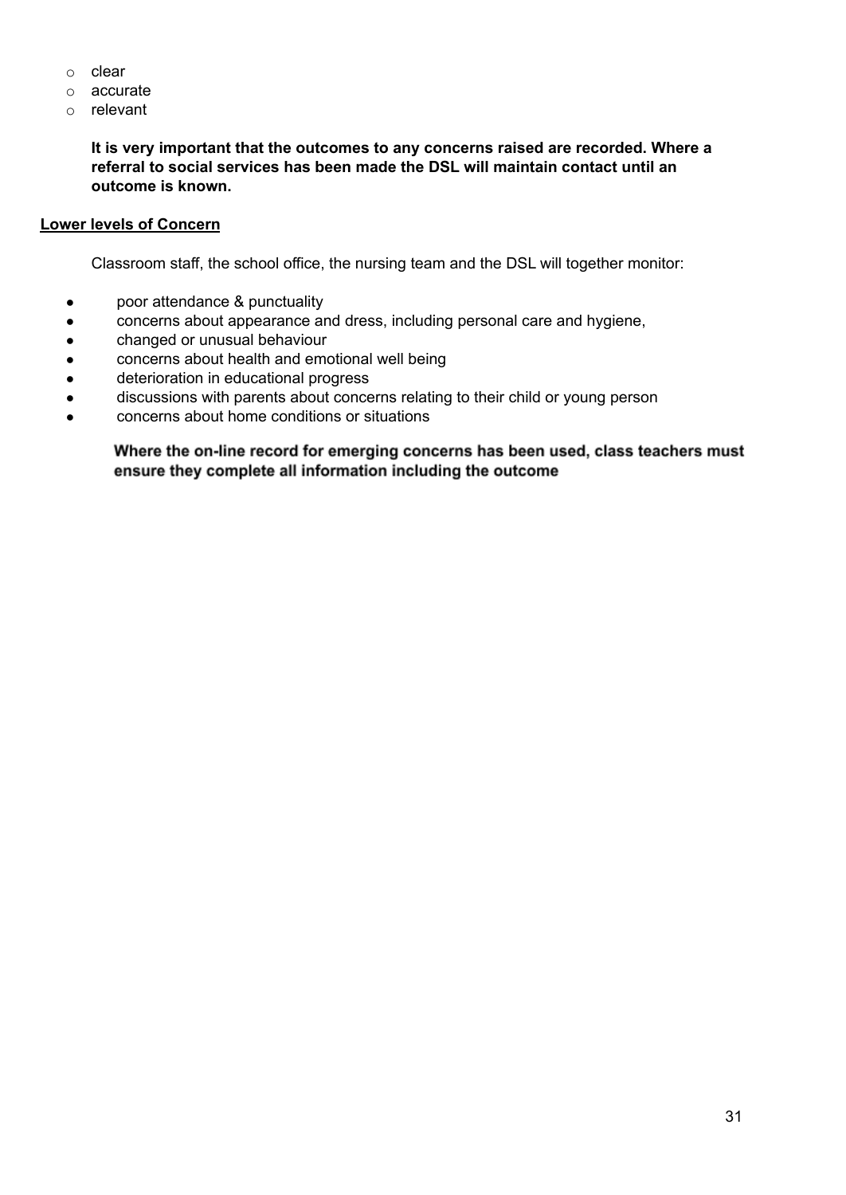- clear
- accurate
- relevant

**It is very important that the outcomes to any concerns raised are recorded. Where a referral to social services has been made the DSL will maintain contact until an outcome is known.**

**Lower levels of Concern**

Classroom staff, the school office, the nursing team and the DSL will together monitor:

- poor attendance & punctuality
- concerns about appearance and dress, including personal care and hygiene,
- changed or unusual behaviour
- concerns about health and emotional well being
- deterioration in educational progress
- discussions with parents about concerns relating to their child or young person
- concerns about home conditions or situations

**Where the on-line record for emerging concerns has been used, class teachers must ensure they complete all information including the outcome**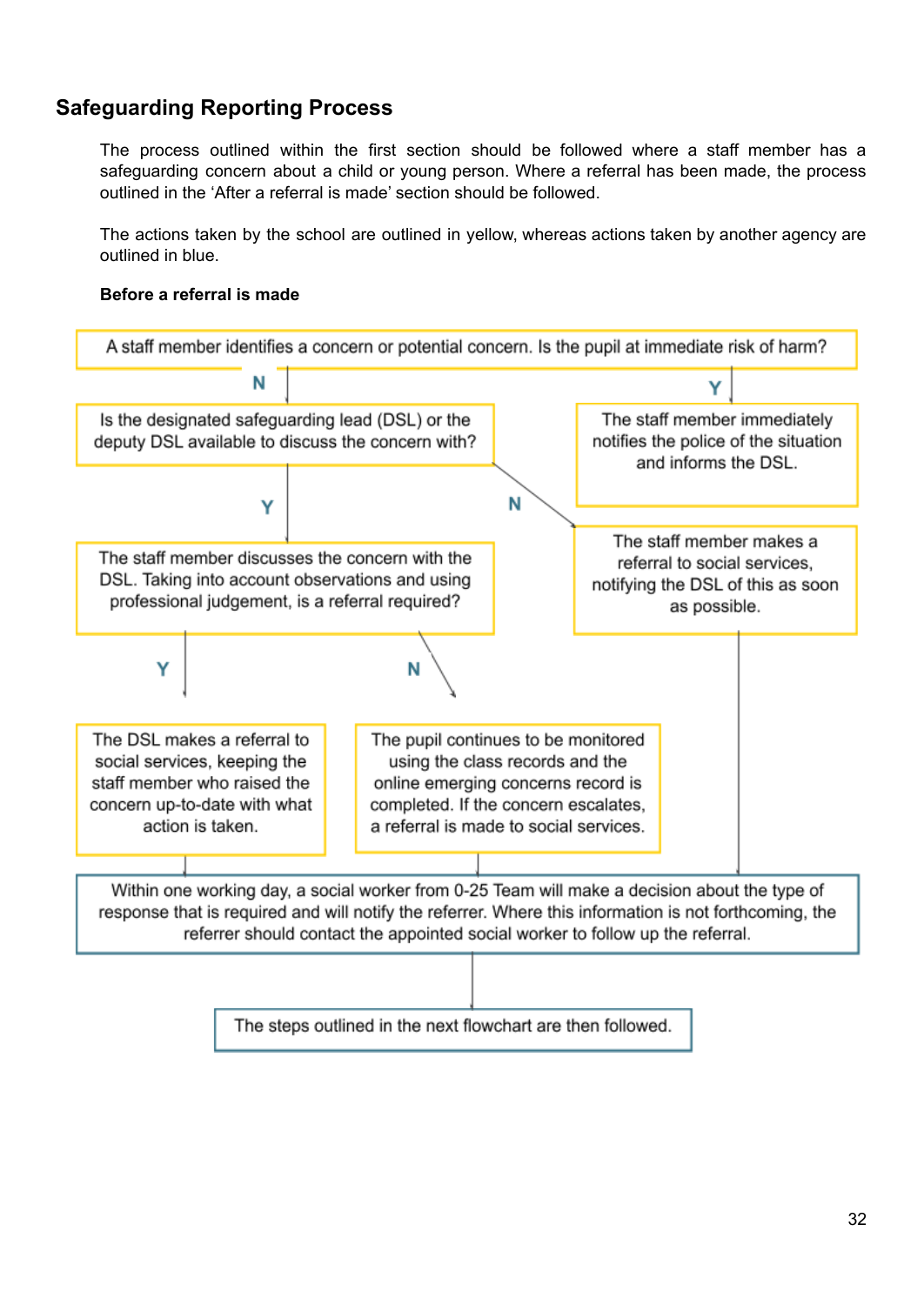## Safeguarding Reporting Process

The process outlined within the first section should be followed where a staff member has a safeguarding concern about a child or young person. Where a referral has been made, the process outlined in the 'After a referral is made' section should be followed.

The actions taken by the school are outlined in yellow, whereas actions taken by another agency are outlined in blue.

**Before a referral is made**

A staff member identifies a concern or potential concern. Is the pupil at immediate risk of harm?

- **Y** → The staff member immediately notifies the police of the situation and informs the DSL.
- **N** → Is the designated safeguarding lead (DSL) or the deputy DSL available to discuss the concern with?
  - **N** → The staff member makes a referral to social services, notifying the DSL of this as soon as possible.
  - **Y** → The staff member discusses the concern with the DSL. Taking into account observations and using professional judgement, is a referral required?
    - **Y** → The DSL makes a referral to social services, keeping the staff member who raised the concern up-to-date with what action is taken.
    - **N** → The pupil continues to be monitored using the class records and the online emerging concerns record is completed. If the concern escalates, a referral is made to social services.

Within one working day, a social worker from 0-25 Team will make a decision about the type of response that is required and will notify the referrer. Where this information is not forthcoming, the referrer should contact the appointed social worker to follow up the referral.

The steps outlined in the next flowchart are then followed.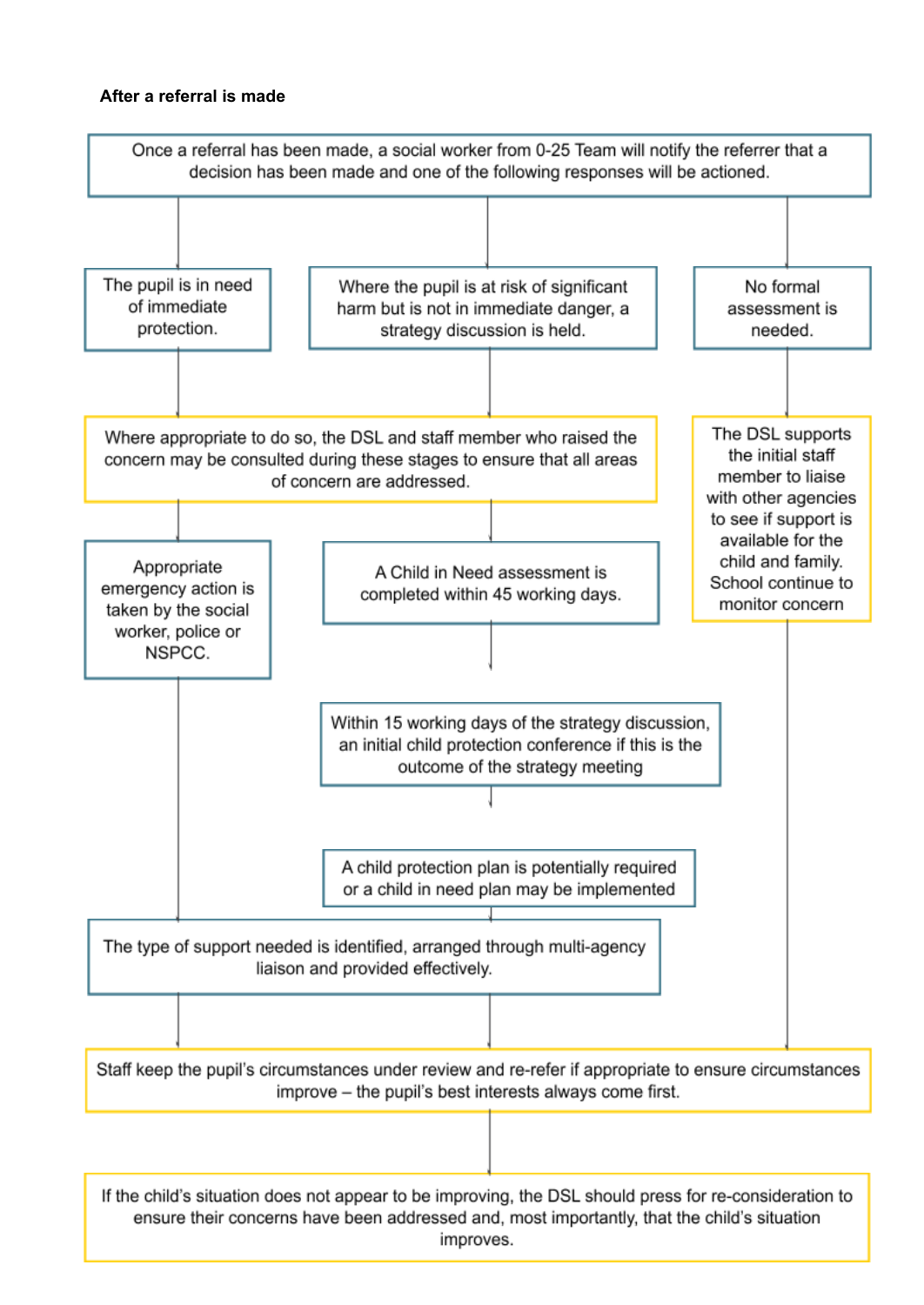**After a referral is made**

Once a referral has been made, a social worker from 0-25 Team will notify the referrer that a decision has been made and one of the following responses will be actioned.

The pupil is in need of immediate protection.

Where the pupil is at risk of significant harm but is not in immediate danger, a strategy discussion is held.

No formal assessment is needed.

Where appropriate to do so, the DSL and staff member who raised the concern may be consulted during these stages to ensure that all areas of concern are addressed.

The DSL supports the initial staff member to liaise with other agencies to see if support is available for the child and family. School continue to monitor concern

Appropriate emergency action is taken by the social worker, police or NSPCC.

A Child in Need assessment is completed within 45 working days.

Within 15 working days of the strategy discussion, an initial child protection conference if this is the outcome of the strategy meeting

A child protection plan is potentially required or a child in need plan may be implemented

The type of support needed is identified, arranged through multi-agency liaison and provided effectively.

Staff keep the pupil's circumstances under review and re-refer if appropriate to ensure circumstances improve – the pupil's best interests always come first.

If the child's situation does not appear to be improving, the DSL should press for re-consideration to ensure their concerns have been addressed and, most importantly, that the child's situation improves.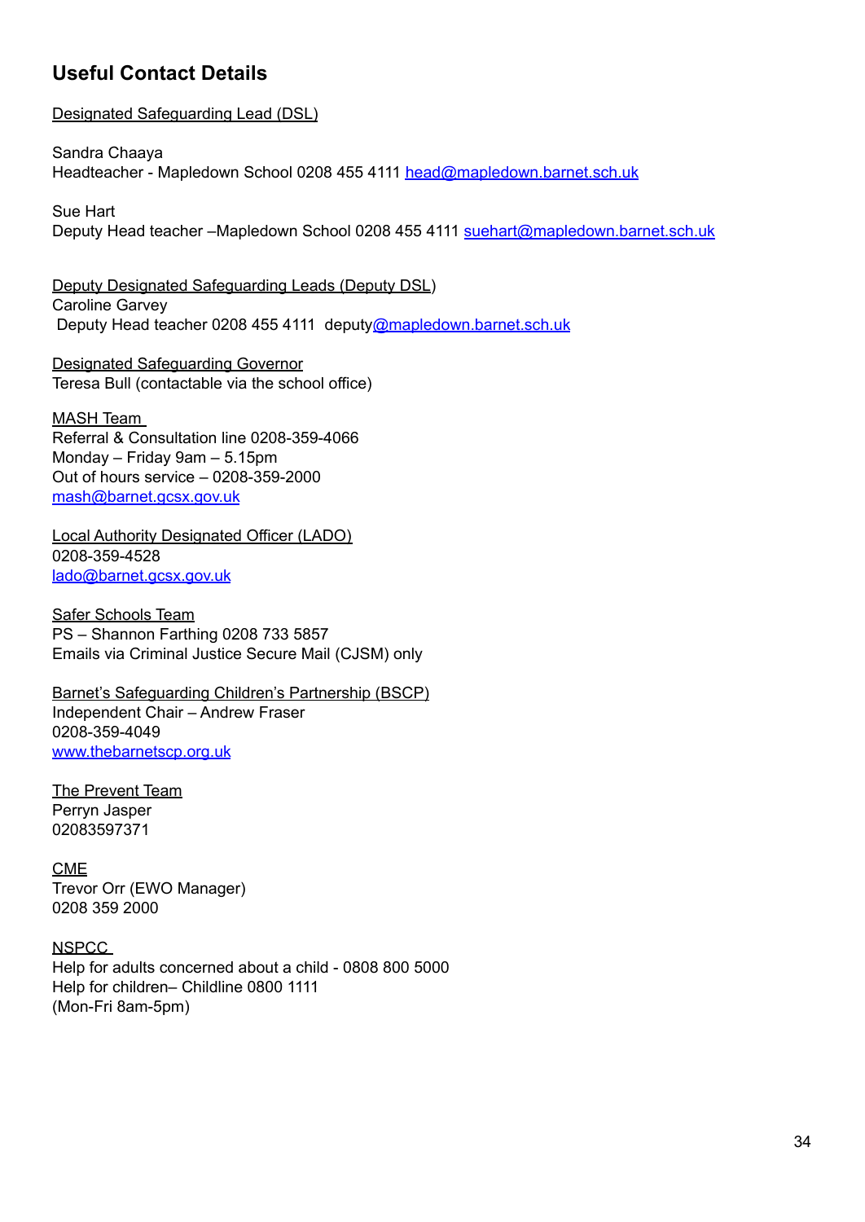## Useful Contact Details

Designated Safeguarding Lead (DSL)

Sandra Chaaya
Headteacher - Mapledown School 0208 455 4111 head@mapledown.barnet.sch.uk

Sue Hart
Deputy Head teacher –Mapledown School 0208 455 4111 suehart@mapledown.barnet.sch.uk

Deputy Designated Safeguarding Leads (Deputy DSL)
Caroline Garvey
Deputy Head teacher 0208 455 4111 deputy@mapledown.barnet.sch.uk

Designated Safeguarding Governor
Teresa Bull (contactable via the school office)

MASH Team
Referral & Consultation line 0208-359-4066
Monday – Friday 9am – 5.15pm
Out of hours service – 0208-359-2000
mash@barnet.gcsx.gov.uk

Local Authority Designated Officer (LADO)
0208-359-4528
lado@barnet.gcsx.gov.uk

Safer Schools Team
PS – Shannon Farthing 0208 733 5857
Emails via Criminal Justice Secure Mail (CJSM) only

Barnet's Safeguarding Children's Partnership (BSCP)
Independent Chair – Andrew Fraser
0208-359-4049
www.thebarnetscp.org.uk

The Prevent Team
Perryn Jasper
02083597371

CME
Trevor Orr (EWO Manager)
0208 359 2000

NSPCC
Help for adults concerned about a child - 0808 800 5000
Help for children– Childline 0800 1111
(Mon-Fri 8am-5pm)